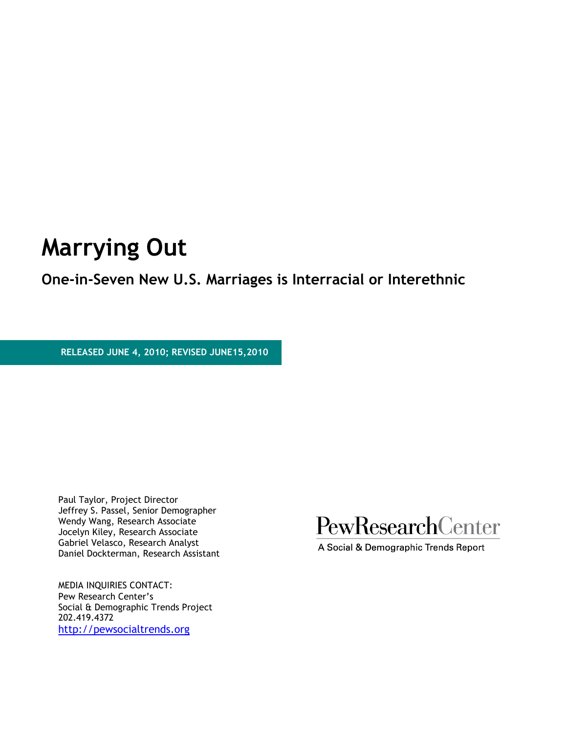# Marrying Out

## One-in-Seven New U.S. Marriages is Interracial or Interethnic

**RELEASED JUNE 4, 2010; REVISED JUNE15,2010**

Paul Taylor, Project Director
Jeffrey S. Passel, Senior Demographer
Wendy Wang, Research Associate
Jocelyn Kiley, Research Associate
Gabriel Velasco, Research Analyst
Daniel Dockterman, Research Assistant

PewResearchCenter

A Social & Demographic Trends Report

MEDIA INQUIRIES CONTACT:
Pew Research Center's
Social & Demographic Trends Project
202.419.4372
http://pewsocialtrends.org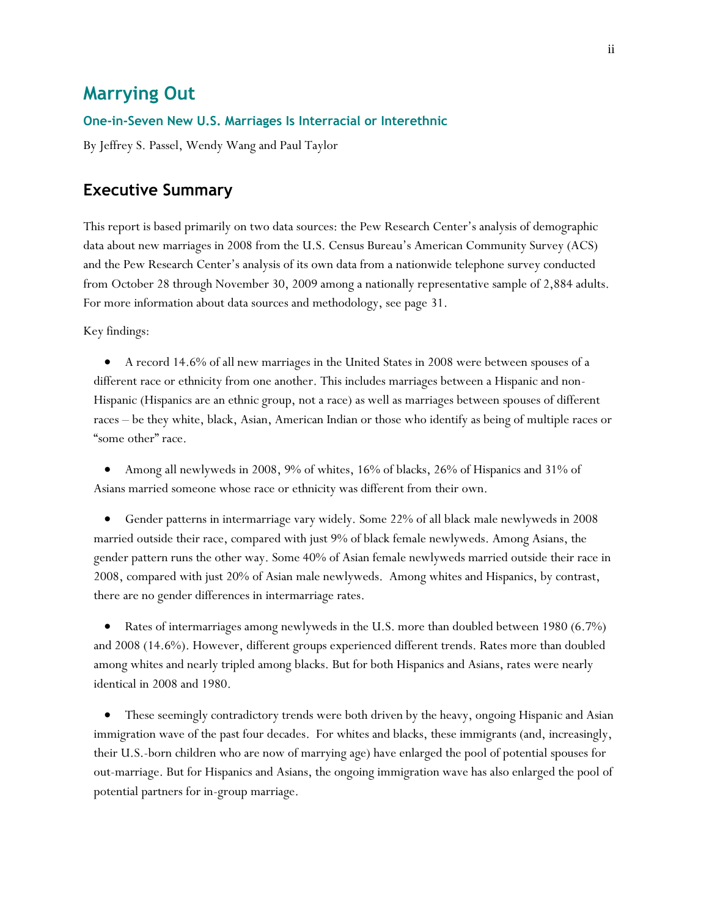# Marrying Out

### One-in-Seven New U.S. Marriages Is Interracial or Interethnic

By Jeffrey S. Passel, Wendy Wang and Paul Taylor

## Executive Summary

This report is based primarily on two data sources: the Pew Research Center's analysis of demographic data about new marriages in 2008 from the U.S. Census Bureau's American Community Survey (ACS) and the Pew Research Center's analysis of its own data from a nationwide telephone survey conducted from October 28 through November 30, 2009 among a nationally representative sample of 2,884 adults. For more information about data sources and methodology, see page 31.

Key findings:

- A record 14.6% of all new marriages in the United States in 2008 were between spouses of a different race or ethnicity from one another. This includes marriages between a Hispanic and non-Hispanic (Hispanics are an ethnic group, not a race) as well as marriages between spouses of different races – be they white, black, Asian, American Indian or those who identify as being of multiple races or "some other" race.

- Among all newlyweds in 2008, 9% of whites, 16% of blacks, 26% of Hispanics and 31% of Asians married someone whose race or ethnicity was different from their own.

- Gender patterns in intermarriage vary widely. Some 22% of all black male newlyweds in 2008 married outside their race, compared with just 9% of black female newlyweds. Among Asians, the gender pattern runs the other way. Some 40% of Asian female newlyweds married outside their race in 2008, compared with just 20% of Asian male newlyweds. Among whites and Hispanics, by contrast, there are no gender differences in intermarriage rates.

- Rates of intermarriages among newlyweds in the U.S. more than doubled between 1980 (6.7%) and 2008 (14.6%). However, different groups experienced different trends. Rates more than doubled among whites and nearly tripled among blacks. But for both Hispanics and Asians, rates were nearly identical in 2008 and 1980.

- These seemingly contradictory trends were both driven by the heavy, ongoing Hispanic and Asian immigration wave of the past four decades. For whites and blacks, these immigrants (and, increasingly, their U.S.-born children who are now of marrying age) have enlarged the pool of potential spouses for out-marriage. But for Hispanics and Asians, the ongoing immigration wave has also enlarged the pool of potential partners for in-group marriage.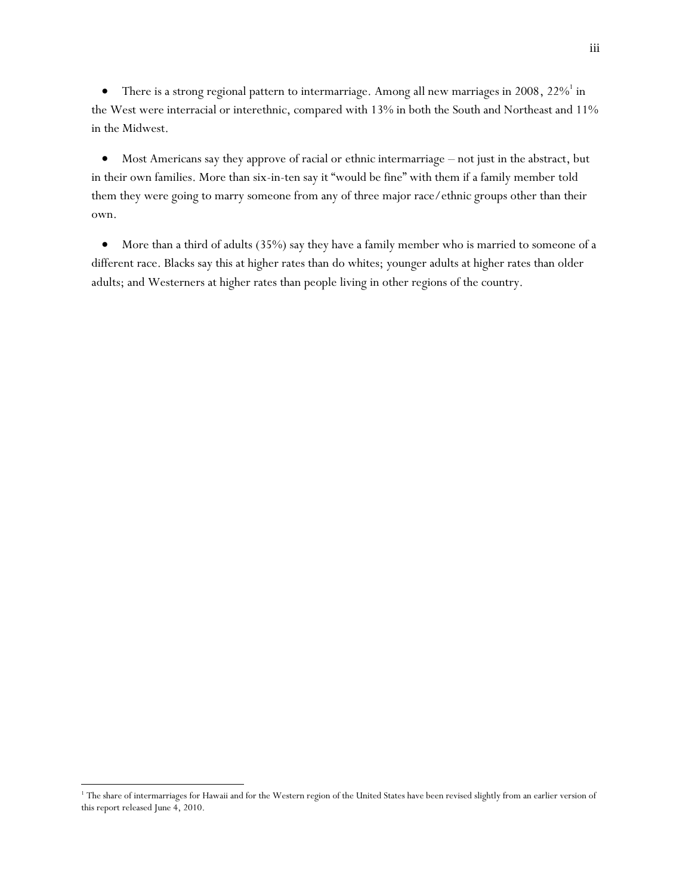- There is a strong regional pattern to intermarriage. Among all new marriages in 2008, 22%[1] in the West were interracial or interethnic, compared with 13% in both the South and Northeast and 11% in the Midwest.

- Most Americans say they approve of racial or ethnic intermarriage – not just in the abstract, but in their own families. More than six-in-ten say it "would be fine" with them if a family member told them they were going to marry someone from any of three major race/ethnic groups other than their own.

- More than a third of adults (35%) say they have a family member who is married to someone of a different race. Blacks say this at higher rates than do whites; younger adults at higher rates than older adults; and Westerners at higher rates than people living in other regions of the country.

---

[1] The share of intermarriages for Hawaii and for the Western region of the United States have been revised slightly from an earlier version of this report released June 4, 2010.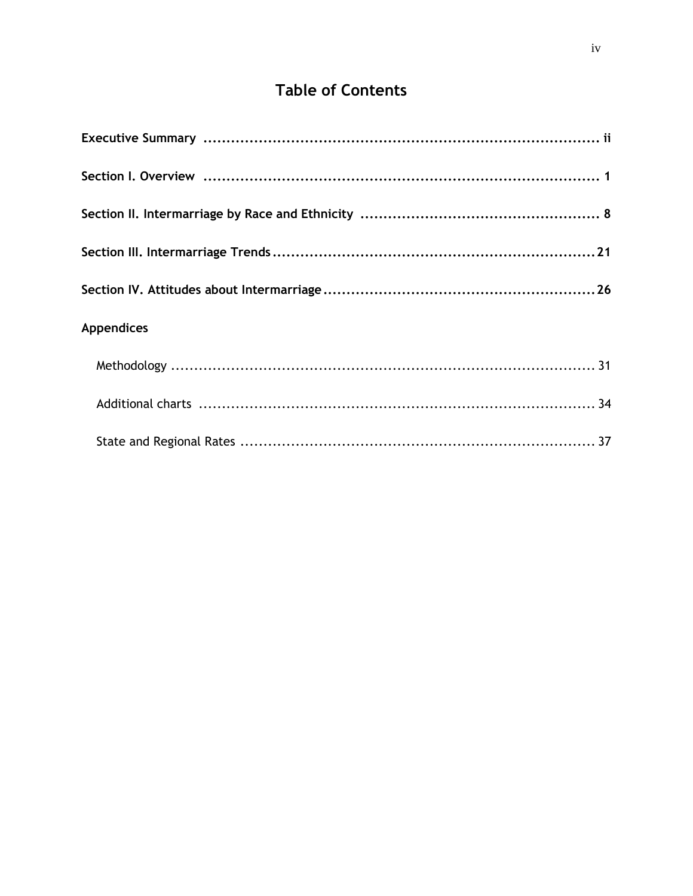# Table of Contents

**Executive Summary** ........................................................................................ **ii**

**Section I. Overview** ........................................................................................ **1**

**Section II. Intermarriage by Race and Ethnicity** ................................................... **8**

**Section III. Intermarriage Trends** ........................................................................ **21**

**Section IV. Attitudes about Intermarriage** ........................................................... **26**

**Appendices**

- Methodology ........................................................................................ 31
- Additional charts ........................................................................................ 34
- State and Regional Rates ........................................................................................ 37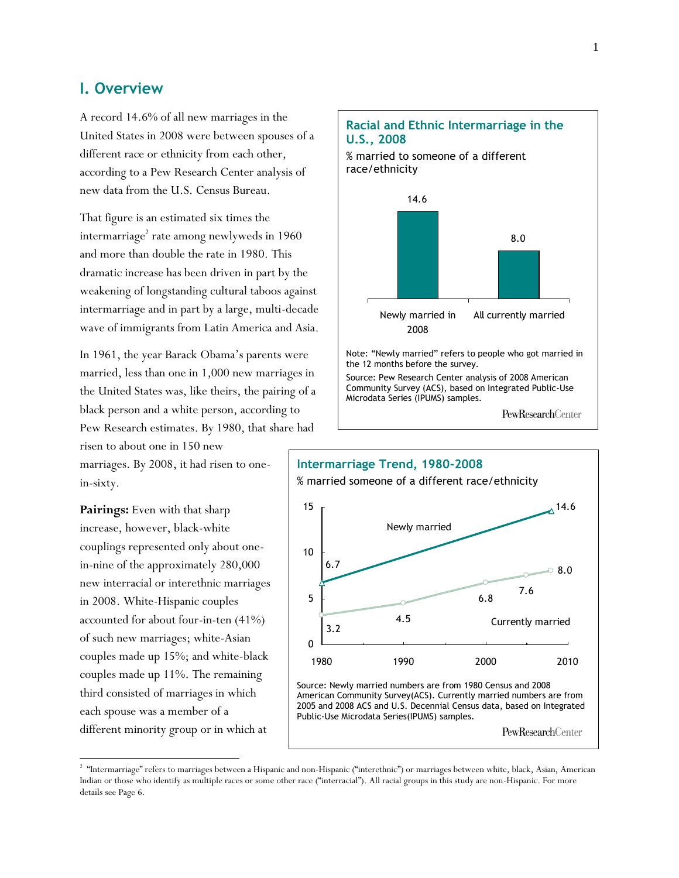# I. Overview

A record 14.6% of all new marriages in the United States in 2008 were between spouses of a different race or ethnicity from each other, according to a Pew Research Center analysis of new data from the U.S. Census Bureau.

That figure is an estimated six times the intermarriage[2] rate among newlyweds in 1960 and more than double the rate in 1980. This dramatic increase has been driven in part by the weakening of longstanding cultural taboos against intermarriage and in part by a large, multi-decade wave of immigrants from Latin America and Asia.

In 1961, the year Barack Obama's parents were married, less than one in 1,000 new marriages in the United States was, like theirs, the pairing of a black person and a white person, according to Pew Research estimates. By 1980, that share had risen to about one in 150 new marriages. By 2008, it had risen to one-in-sixty.

**Pairings:** Even with that sharp increase, however, black-white couplings represented only about one-in-nine of the approximately 280,000 new interracial or interethnic marriages in 2008. White-Hispanic couples accounted for about four-in-ten (41%) of such new marriages; white-Asian couples made up 15%; and white-black couples made up 11%. The remaining third consisted of marriages in which each spouse was a member of a different minority group or in which at

**Racial and Ethnic Intermarriage in the U.S., 2008**

% married to someone of a different race/ethnicity

| | % |
|---|---|
| Newly married in 2008 | 14.6 |
| All currently married | 8.0 |

Note: "Newly married" refers to people who got married in the 12 months before the survey.

Source: Pew Research Center analysis of 2008 American Community Survey (ACS), based on Integrated Public-Use Microdata Series (IPUMS) samples.

PewResearchCenter

**Intermarriage Trend, 1980-2008**

% married someone of a different race/ethnicity

| Year | Newly married | Currently married |
|---|---|---|
| 1980 | 6.7 | 3.2 |
| 1990 | | 4.5 |
| 2000 | | 6.8 |
| 2005 | | 7.6 |
| 2008 | 14.6 | 8.0 |

Source: Newly married numbers are from 1980 Census and 2008 American Community Survey(ACS). Currently married numbers are from 2005 and 2008 ACS and U.S. Decennial Census data, based on Integrated Public-Use Microdata Series(IPUMS) samples.

PewResearchCenter

[2] "Intermarriage" refers to marriages between a Hispanic and non-Hispanic ("interethnic") or marriages between white, black, Asian, American Indian or those who identify as multiple races or some other race ("interracial"). All racial groups in this study are non-Hispanic. For more details see Page 6.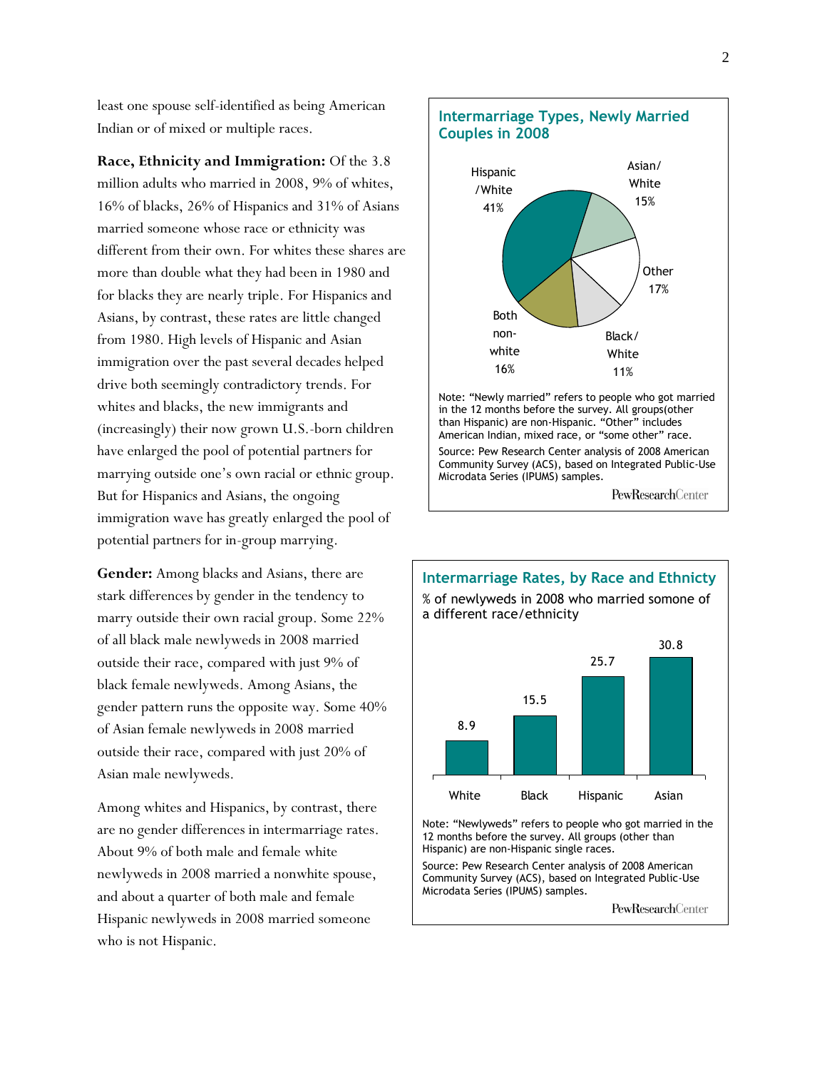least one spouse self-identified as being American Indian or of mixed or multiple races.

**Race, Ethnicity and Immigration:** Of the 3.8 million adults who married in 2008, 9% of whites, 16% of blacks, 26% of Hispanics and 31% of Asians married someone whose race or ethnicity was different from their own. For whites these shares are more than double what they had been in 1980 and for blacks they are nearly triple. For Hispanics and Asians, by contrast, these rates are little changed from 1980. High levels of Hispanic and Asian immigration over the past several decades helped drive both seemingly contradictory trends. For whites and blacks, the new immigrants and (increasingly) their now grown U.S.-born children have enlarged the pool of potential partners for marrying outside one's own racial or ethnic group. But for Hispanics and Asians, the ongoing immigration wave has greatly enlarged the pool of potential partners for in-group marrying.

**Gender:** Among blacks and Asians, there are stark differences by gender in the tendency to marry outside their own racial group. Some 22% of all black male newlyweds in 2008 married outside their race, compared with just 9% of black female newlyweds. Among Asians, the gender pattern runs the opposite way. Some 40% of Asian female newlyweds in 2008 married outside their race, compared with just 20% of Asian male newlyweds.

Among whites and Hispanics, by contrast, there are no gender differences in intermarriage rates. About 9% of both male and female white newlyweds in 2008 married a nonwhite spouse, and about a quarter of both male and female Hispanic newlyweds in 2008 married someone who is not Hispanic.

### Intermarriage Types, Newly Married Couples in 2008

| Type | % |
|---|---|
| Hispanic/White | 41% |
| Asian/White | 15% |
| Other | 17% |
| Black/White | 11% |
| Both non-white | 16% |

Note: "Newly married" refers to people who got married in the 12 months before the survey. All groups(other than Hispanic) are non-Hispanic. "Other" includes American Indian, mixed race, or "some other" race.

Source: Pew Research Center analysis of 2008 American Community Survey (ACS), based on Integrated Public-Use Microdata Series (IPUMS) samples.

PewResearchCenter

### Intermarriage Rates, by Race and Ethnicty

% of newlyweds in 2008 who married somone of a different race/ethnicity

| White | Black | Hispanic | Asian |
|---|---|---|---|
| 8.9 | 15.5 | 25.7 | 30.8 |

Note: "Newlyweds" refers to people who got married in the 12 months before the survey. All groups (other than Hispanic) are non-Hispanic single races.

Source: Pew Research Center analysis of 2008 American Community Survey (ACS), based on Integrated Public-Use Microdata Series (IPUMS) samples.

PewResearchCenter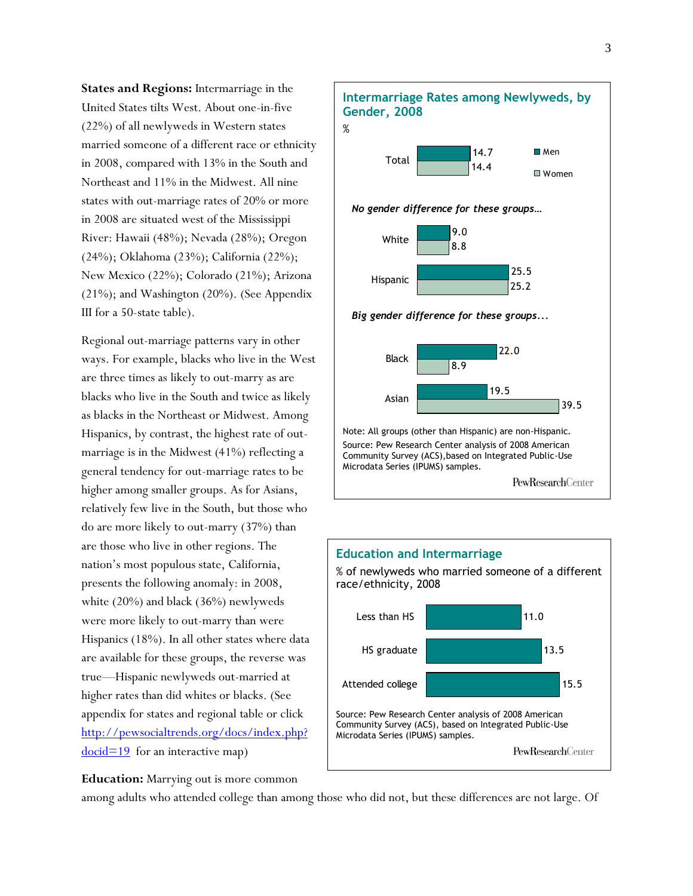**States and Regions:** Intermarriage in the United States tilts West. About one-in-five (22%) of all newlyweds in Western states married someone of a different race or ethnicity in 2008, compared with 13% in the South and Northeast and 11% in the Midwest. All nine states with out-marriage rates of 20% or more in 2008 are situated west of the Mississippi River: Hawaii (48%); Nevada (28%); Oregon (24%); Oklahoma (23%); California (22%); New Mexico (22%); Colorado (21%); Arizona (21%); and Washington (20%). (See Appendix III for a 50-state table).

Regional out-marriage patterns vary in other ways. For example, blacks who live in the West are three times as likely to out-marry as are blacks who live in the South and twice as likely as blacks in the Northeast or Midwest. Among Hispanics, by contrast, the highest rate of out-marriage is in the Midwest (41%) reflecting a general tendency for out-marriage rates to be higher among smaller groups. As for Asians, relatively few live in the South, but those who do are more likely to out-marry (37%) than are those who live in other regions. The nation's most populous state, California, presents the following anomaly: in 2008, white (20%) and black (36%) newlyweds were more likely to out-marry than were Hispanics (18%). In all other states where data are available for these groups, the reverse was true—Hispanic newlyweds out-married at higher rates than did whites or blacks. (See appendix for states and regional table or click http://pewsocialtrends.org/docs/index.php?docid=19 for an interactive map)

**Intermarriage Rates among Newlyweds, by Gender, 2008**

%

| | Men | Women |
|---|---|---|
| Total | 14.7 | 14.4 |
| *No gender difference for these groups…* | | |
| White | 9.0 | 8.8 |
| Hispanic | 25.5 | 25.2 |
| *Big gender difference for these groups…* | | |
| Black | 22.0 | 8.9 |
| Asian | 19.5 | 39.5 |

Note: All groups (other than Hispanic) are non-Hispanic.

Source: Pew Research Center analysis of 2008 American Community Survey (ACS),based on Integrated Public-Use Microdata Series (IPUMS) samples.

PewResearchCenter

**Education and Intermarriage**

% of newlyweds who married someone of a different race/ethnicity, 2008

| | % |
|---|---|
| Less than HS | 11.0 |
| HS graduate | 13.5 |
| Attended college | 15.5 |

Source: Pew Research Center analysis of 2008 American Community Survey (ACS), based on Integrated Public-Use Microdata Series (IPUMS) samples.

PewResearchCenter

**Education:** Marrying out is more common among adults who attended college than among those who did not, but these differences are not large. Of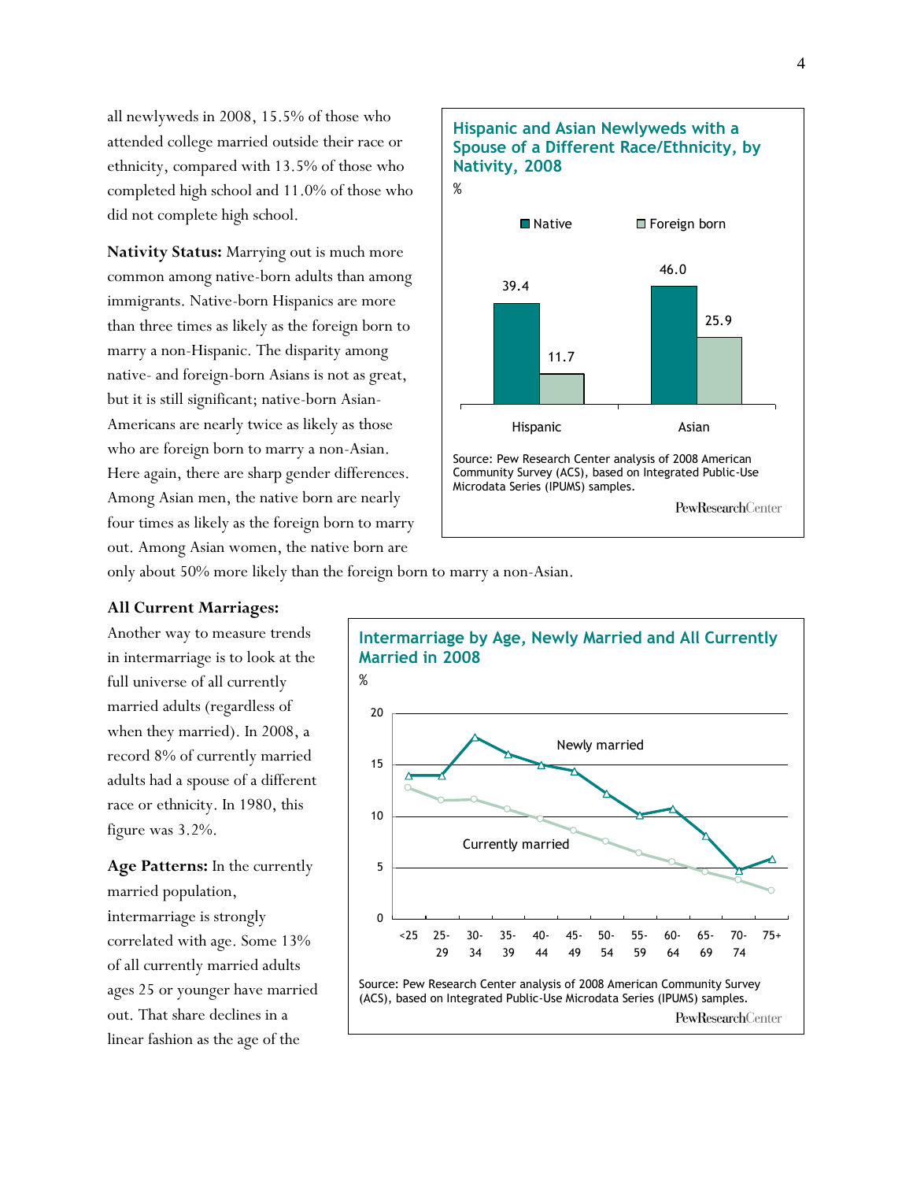all newlyweds in 2008, 15.5% of those who attended college married outside their race or ethnicity, compared with 13.5% of those who completed high school and 11.0% of those who did not complete high school.

**Nativity Status:** Marrying out is much more common among native-born adults than among immigrants. Native-born Hispanics are more than three times as likely as the foreign born to marry a non-Hispanic. The disparity among native- and foreign-born Asians is not as great, but it is still significant; native-born Asian-Americans are nearly twice as likely as those who are foreign born to marry a non-Asian. Here again, there are sharp gender differences. Among Asian men, the native born are nearly four times as likely as the foreign born to marry out. Among Asian women, the native born are only about 50% more likely than the foreign born to marry a non-Asian.

**Hispanic and Asian Newlyweds with a Spouse of a Different Race/Ethnicity, by Nativity, 2008**

%

| | Native | Foreign born |
|---|---|---|
| Hispanic | 39.4 | 11.7 |
| Asian | 46.0 | 25.9 |

Source: Pew Research Center analysis of 2008 American Community Survey (ACS), based on Integrated Public-Use Microdata Series (IPUMS) samples.

PewResearchCenter

**All Current Marriages:** Another way to measure trends in intermarriage is to look at the full universe of all currently married adults (regardless of when they married). In 2008, a record 8% of currently married adults had a spouse of a different race or ethnicity. In 1980, this figure was 3.2%.

**Age Patterns:** In the currently married population, intermarriage is strongly correlated with age. Some 13% of all currently married adults ages 25 or younger have married out. That share declines in a linear fashion as the age of the

**Intermarriage by Age, Newly Married and All Currently Married in 2008**

%

Age groups: <25, 25-29, 30-34, 35-39, 40-44, 45-49, 50-54, 55-59, 60-64, 65-69, 70-74, 75+

Series: Newly married; Currently married

Source: Pew Research Center analysis of 2008 American Community Survey (ACS), based on Integrated Public-Use Microdata Series (IPUMS) samples.

PewResearchCenter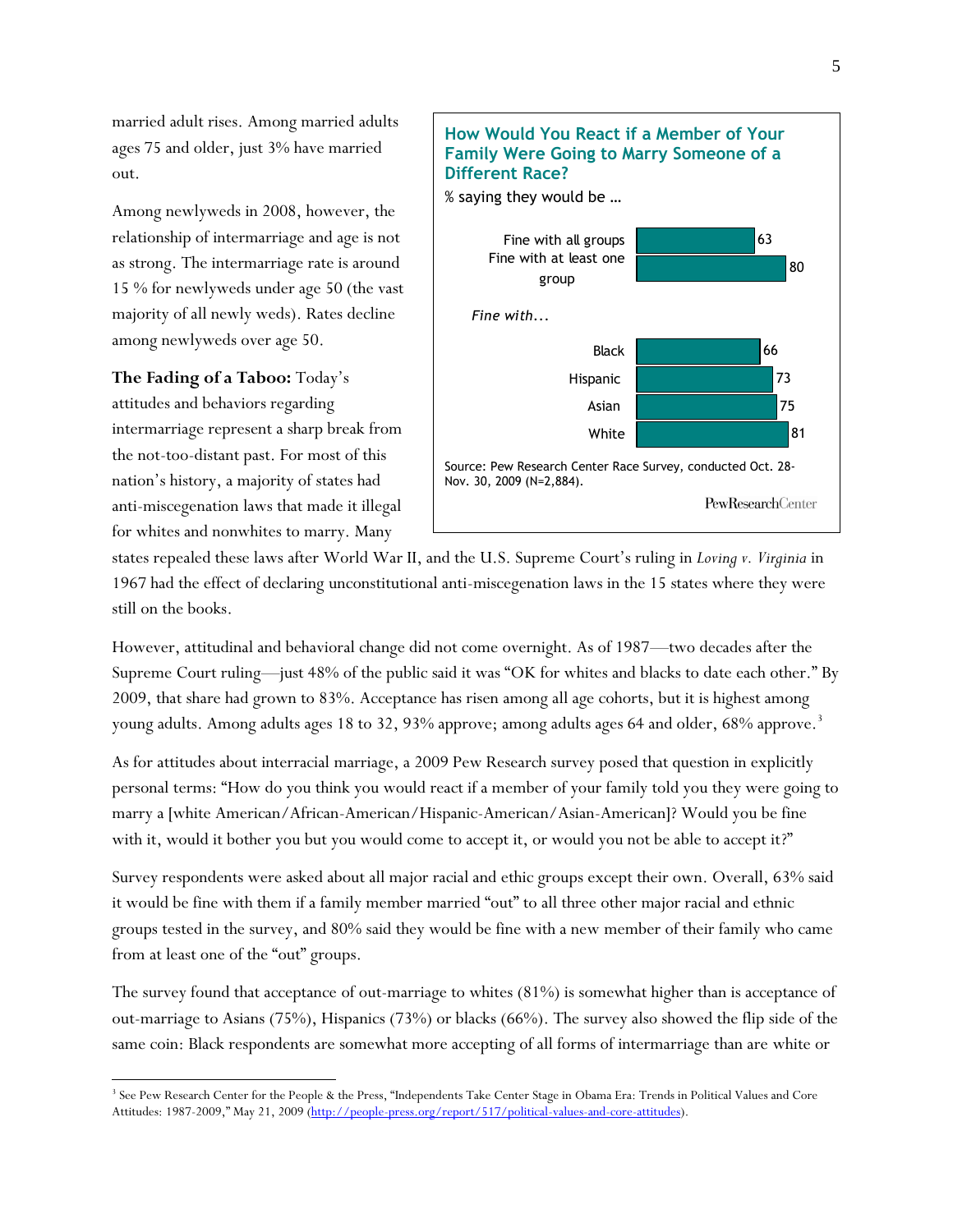married adult rises. Among married adults ages 75 and older, just 3% have married out.

Among newlyweds in 2008, however, the relationship of intermarriage and age is not as strong. The intermarriage rate is around 15 % for newlyweds under age 50 (the vast majority of all newly weds). Rates decline among newlyweds over age 50.

**How Would You React if a Member of Your Family Were Going to Marry Someone of a Different Race?**

% saying they would be …

| | % |
|---|---|
| Fine with all groups | 63 |
| Fine with at least one group | 80 |
| *Fine with…* | |
| Black | 66 |
| Hispanic | 73 |
| Asian | 75 |
| White | 81 |

Source: Pew Research Center Race Survey, conducted Oct. 28-Nov. 30, 2009 (N=2,884).

PewResearchCenter

**The Fading of a Taboo:** Today's attitudes and behaviors regarding intermarriage represent a sharp break from the not-too-distant past. For most of this nation's history, a majority of states had anti-miscegenation laws that made it illegal for whites and nonwhites to marry. Many states repealed these laws after World War II, and the U.S. Supreme Court's ruling in *Loving v. Virginia* in 1967 had the effect of declaring unconstitutional anti-miscegenation laws in the 15 states where they were still on the books.

However, attitudinal and behavioral change did not come overnight. As of 1987—two decades after the Supreme Court ruling—just 48% of the public said it was "OK for whites and blacks to date each other." By 2009, that share had grown to 83%. Acceptance has risen among all age cohorts, but it is highest among young adults. Among adults ages 18 to 32, 93% approve; among adults ages 64 and older, 68% approve.[3]

As for attitudes about interracial marriage, a 2009 Pew Research survey posed that question in explicitly personal terms: "How do you think you would react if a member of your family told you they were going to marry a [white American/African-American/Hispanic-American/Asian-American]? Would you be fine with it, would it bother you but you would come to accept it, or would you not be able to accept it?"

Survey respondents were asked about all major racial and ethic groups except their own. Overall, 63% said it would be fine with them if a family member married "out" to all three other major racial and ethnic groups tested in the survey, and 80% said they would be fine with a new member of their family who came from at least one of the "out" groups.

The survey found that acceptance of out-marriage to whites (81%) is somewhat higher than is acceptance of out-marriage to Asians (75%), Hispanics (73%) or blacks (66%). The survey also showed the flip side of the same coin: Black respondents are somewhat more accepting of all forms of intermarriage than are white or

---

[3] See Pew Research Center for the People & the Press, "Independents Take Center Stage in Obama Era: Trends in Political Values and Core Attitudes: 1987-2009," May 21, 2009 (http://people-press.org/report/517/political-values-and-core-attitudes).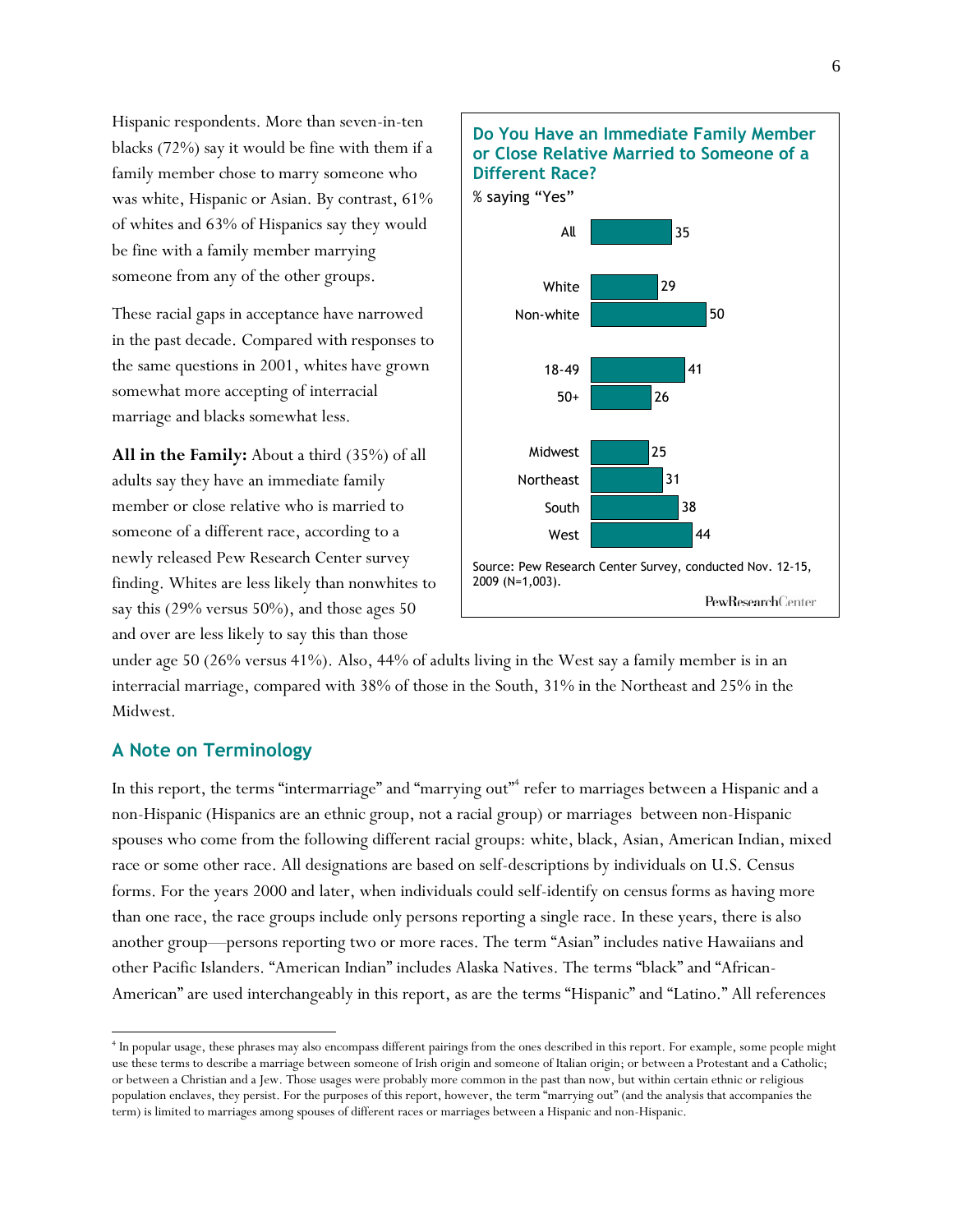Hispanic respondents. More than seven-in-ten blacks (72%) say it would be fine with them if a family member chose to marry someone who was white, Hispanic or Asian. By contrast, 61% of whites and 63% of Hispanics say they would be fine with a family member marrying someone from any of the other groups.

These racial gaps in acceptance have narrowed in the past decade. Compared with responses to the same questions in 2001, whites have grown somewhat more accepting of interracial marriage and blacks somewhat less.

**Do You Have an Immediate Family Member or Close Relative Married to Someone of a Different Race?**

% saying "Yes"

| | % |
|---|---|
| All | 35 |
| White | 29 |
| Non-white | 50 |
| 18-49 | 41 |
| 50+ | 26 |
| Midwest | 25 |
| Northeast | 31 |
| South | 38 |
| West | 44 |

Source: Pew Research Center Survey, conducted Nov. 12-15, 2009 (N=1,003).

PewResearchCenter

**All in the Family:** About a third (35%) of all adults say they have an immediate family member or close relative who is married to someone of a different race, according to a newly released Pew Research Center survey finding. Whites are less likely than nonwhites to say this (29% versus 50%), and those ages 50 and over are less likely to say this than those under age 50 (26% versus 41%). Also, 44% of adults living in the West say a family member is in an interracial marriage, compared with 38% of those in the South, 31% in the Northeast and 25% in the Midwest.

## A Note on Terminology

In this report, the terms "intermarriage" and "marrying out"[4] refer to marriages between a Hispanic and a non-Hispanic (Hispanics are an ethnic group, not a racial group) or marriages between non-Hispanic spouses who come from the following different racial groups: white, black, Asian, American Indian, mixed race or some other race. All designations are based on self-descriptions by individuals on U.S. Census forms. For the years 2000 and later, when individuals could self-identify on census forms as having more than one race, the race groups include only persons reporting a single race. In these years, there is also another group—persons reporting two or more races. The term "Asian" includes native Hawaiians and other Pacific Islanders. "American Indian" includes Alaska Natives. The terms "black" and "African-American" are used interchangeably in this report, as are the terms "Hispanic" and "Latino." All references

[4] In popular usage, these phrases may also encompass different pairings from the ones described in this report. For example, some people might use these terms to describe a marriage between someone of Irish origin and someone of Italian origin; or between a Protestant and a Catholic; or between a Christian and a Jew. Those usages were probably more common in the past than now, but within certain ethnic or religious population enclaves, they persist. For the purposes of this report, however, the term "marrying out" (and the analysis that accompanies the term) is limited to marriages among spouses of different races or marriages between a Hispanic and non-Hispanic.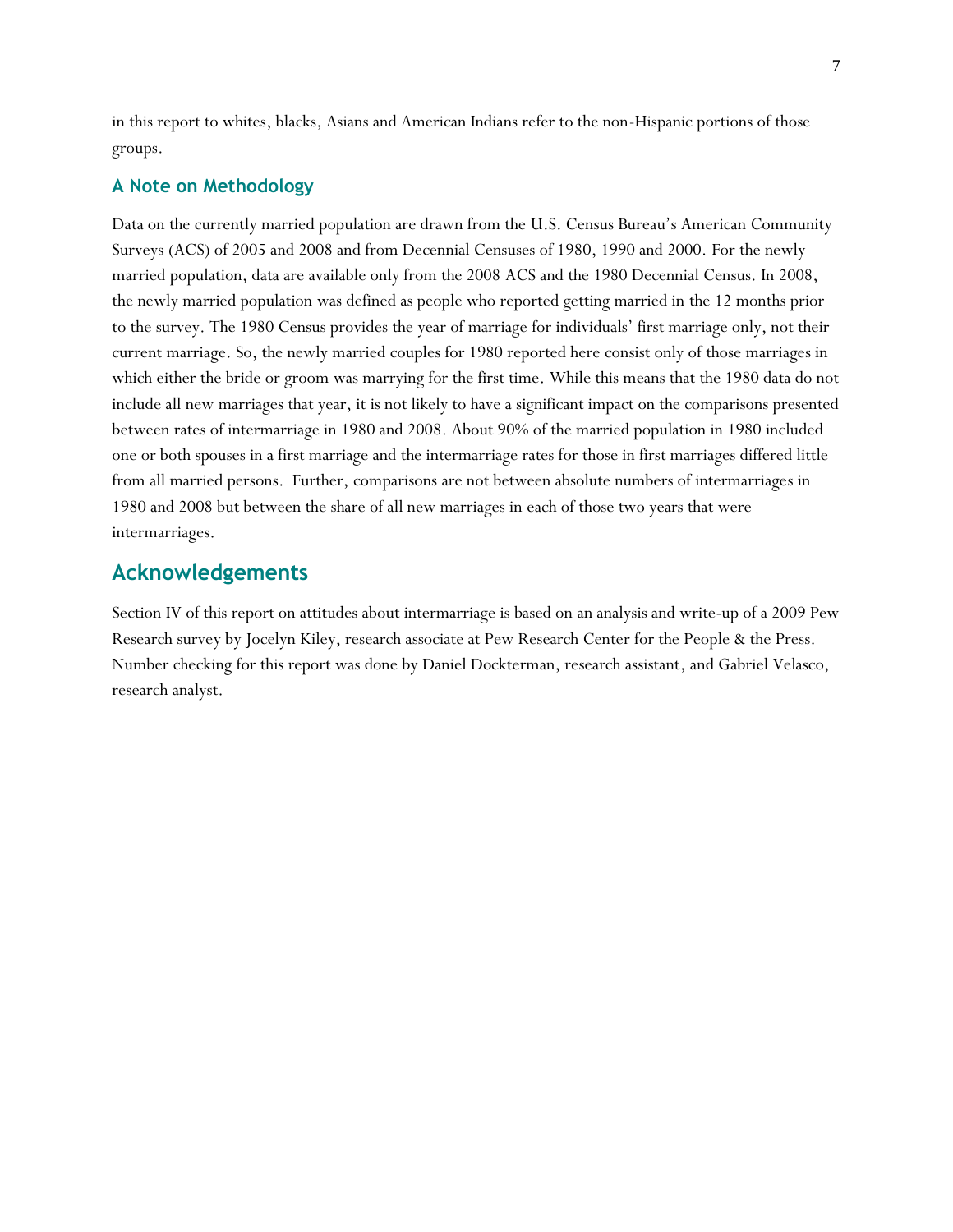in this report to whites, blacks, Asians and American Indians refer to the non-Hispanic portions of those groups.

### A Note on Methodology

Data on the currently married population are drawn from the U.S. Census Bureau's American Community Surveys (ACS) of 2005 and 2008 and from Decennial Censuses of 1980, 1990 and 2000. For the newly married population, data are available only from the 2008 ACS and the 1980 Decennial Census. In 2008, the newly married population was defined as people who reported getting married in the 12 months prior to the survey. The 1980 Census provides the year of marriage for individuals' first marriage only, not their current marriage. So, the newly married couples for 1980 reported here consist only of those marriages in which either the bride or groom was marrying for the first time. While this means that the 1980 data do not include all new marriages that year, it is not likely to have a significant impact on the comparisons presented between rates of intermarriage in 1980 and 2008. About 90% of the married population in 1980 included one or both spouses in a first marriage and the intermarriage rates for those in first marriages differed little from all married persons. Further, comparisons are not between absolute numbers of intermarriages in 1980 and 2008 but between the share of all new marriages in each of those two years that were intermarriages.

## Acknowledgements

Section IV of this report on attitudes about intermarriage is based on an analysis and write-up of a 2009 Pew Research survey by Jocelyn Kiley, research associate at Pew Research Center for the People & the Press. Number checking for this report was done by Daniel Dockterman, research assistant, and Gabriel Velasco, research analyst.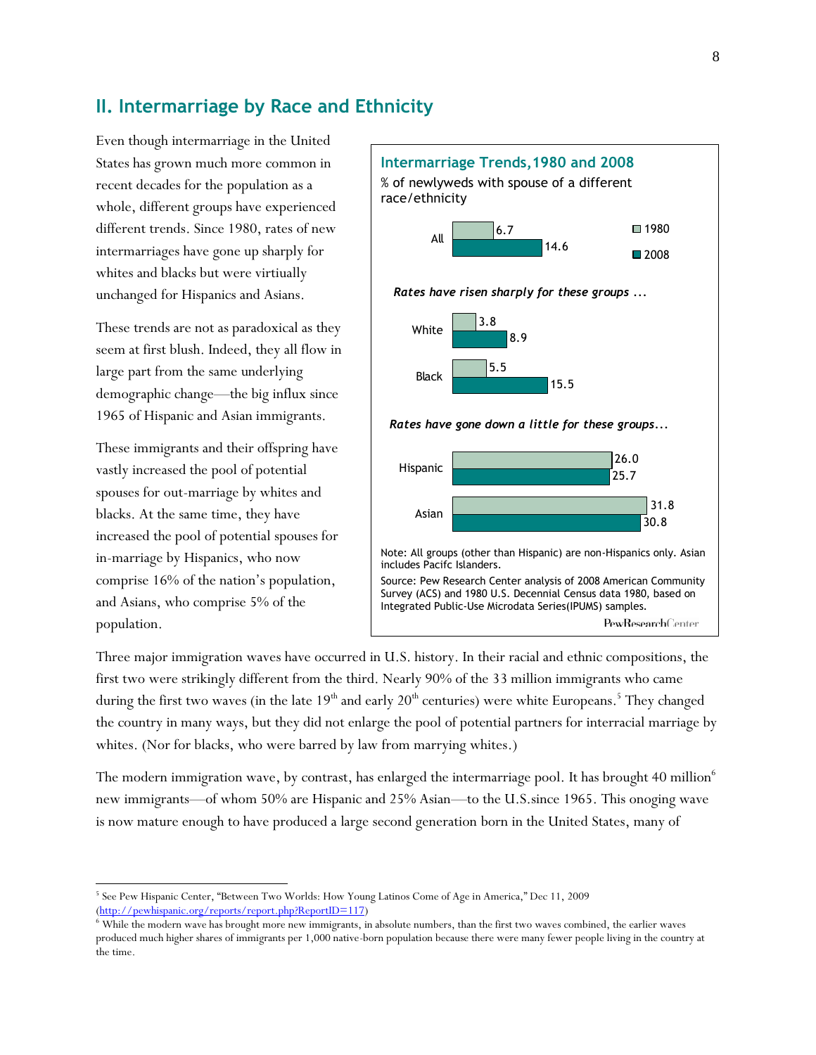## II. Intermarriage by Race and Ethnicity

Even though intermarriage in the United States has grown much more common in recent decades for the population as a whole, different groups have experienced different trends. Since 1980, rates of new intermarriages have gone up sharply for whites and blacks but were virtually unchanged for Hispanics and Asians.

These trends are not as paradoxical as they seem at first blush. Indeed, they all flow in large part from the same underlying demographic change—the big influx since 1965 of Hispanic and Asian immigrants.

These immigrants and their offspring have vastly increased the pool of potential spouses for out-marriage by whites and blacks. At the same time, they have increased the pool of potential spouses for in-marriage by Hispanics, who now comprise 16% of the nation's population, and Asians, who comprise 5% of the population.

**Intermarriage Trends, 1980 and 2008**

% of newlyweds with spouse of a different race/ethnicity

| | 1980 | 2008 |
|---|---|---|
| All | 6.7 | 14.6 |
| *Rates have risen sharply for these groups ...* | | |
| White | 3.8 | 8.9 |
| Black | 5.5 | 15.5 |
| *Rates have gone down a little for these groups...* | | |
| Hispanic | 26.0 | 25.7 |
| Asian | 31.8 | 30.8 |

Note: All groups (other than Hispanic) are non-Hispanics only. Asian includes Pacifc Islanders.

Source: Pew Research Center analysis of 2008 American Community Survey (ACS) and 1980 U.S. Decennial Census data 1980, based on Integrated Public-Use Microdata Series(IPUMS) samples.

PewResearchCenter

Three major immigration waves have occurred in U.S. history. In their racial and ethnic compositions, the first two were strikingly different from the third. Nearly 90% of the 33 million immigrants who came during the first two waves (in the late 19th and early 20th centuries) were white Europeans.[5] They changed the country in many ways, but they did not enlarge the pool of potential partners for interracial marriage by whites. (Nor for blacks, who were barred by law from marrying whites.)

The modern immigration wave, by contrast, has enlarged the intermarriage pool. It has brought 40 million[6] new immigrants—of whom 50% are Hispanic and 25% Asian—to the U.S.since 1965. This onoging wave is now mature enough to have produced a large second generation born in the United States, many of

---

[5] See Pew Hispanic Center, "Between Two Worlds: How Young Latinos Come of Age in America," Dec 11, 2009 (http://pewhispanic.org/reports/report.php?ReportID=117)

[6] While the modern wave has brought more new immigrants, in absolute numbers, than the first two waves combined, the earlier waves produced much higher shares of immigrants per 1,000 native-born population because there were many fewer people living in the country at the time.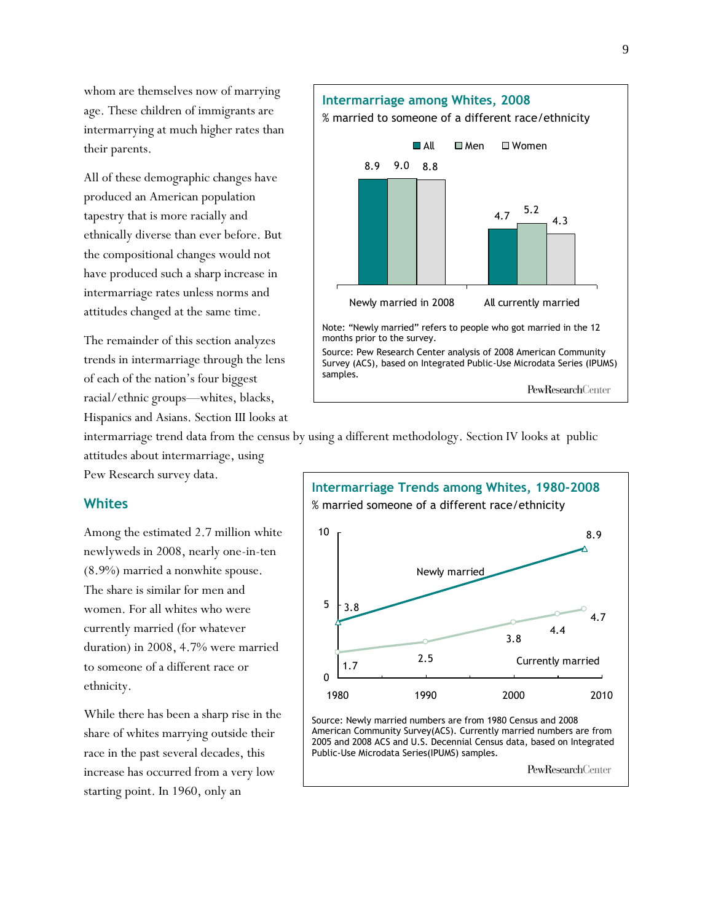whom are themselves now of marrying age. These children of immigrants are intermarrying at much higher rates than their parents.

All of these demographic changes have produced an American population tapestry that is more racially and ethnically diverse than ever before. But the compositional changes would not have produced such a sharp increase in intermarriage rates unless norms and attitudes changed at the same time.

The remainder of this section analyzes trends in intermarriage through the lens of each of the nation's four biggest racial/ethnic groups—whites, blacks, Hispanics and Asians. Section III looks at intermarriage trend data from the census by using a different methodology. Section IV looks at public attitudes about intermarriage, using Pew Research survey data.

**Intermarriage among Whites, 2008**

% married to someone of a different race/ethnicity

| | All | Men | Women |
|---|---|---|---|
| Newly married in 2008 | 8.9 | 9.0 | 8.8 |
| All currently married | 4.7 | 5.2 | 4.3 |

Note: "Newly married" refers to people who got married in the 12 months prior to the survey.

Source: Pew Research Center analysis of 2008 American Community Survey (ACS), based on Integrated Public-Use Microdata Series (IPUMS) samples.

PewResearchCenter

## Whites

Among the estimated 2.7 million white newlyweds in 2008, nearly one-in-ten (8.9%) married a nonwhite spouse. The share is similar for men and women. For all whites who were currently married (for whatever duration) in 2008, 4.7% were married to someone of a different race or ethnicity.

While there has been a sharp rise in the share of whites marrying outside their race in the past several decades, this increase has occurred from a very low starting point. In 1960, only an

**Intermarriage Trends among Whites, 1980-2008**

% married someone of a different race/ethnicity

| | 1980 | 1990 | 2000 | 2005 | 2008 |
|---|---|---|---|---|---|
| Newly married | 3.8 | | | | 8.9 |
| Currently married | 1.7 | 2.5 | 3.8 | 4.4 | 4.7 |

Source: Newly married numbers are from 1980 Census and 2008 American Community Survey(ACS). Currently married numbers are from 2005 and 2008 ACS and U.S. Decennial Census data, based on Integrated Public-Use Microdata Series(IPUMS) samples.

PewResearchCenter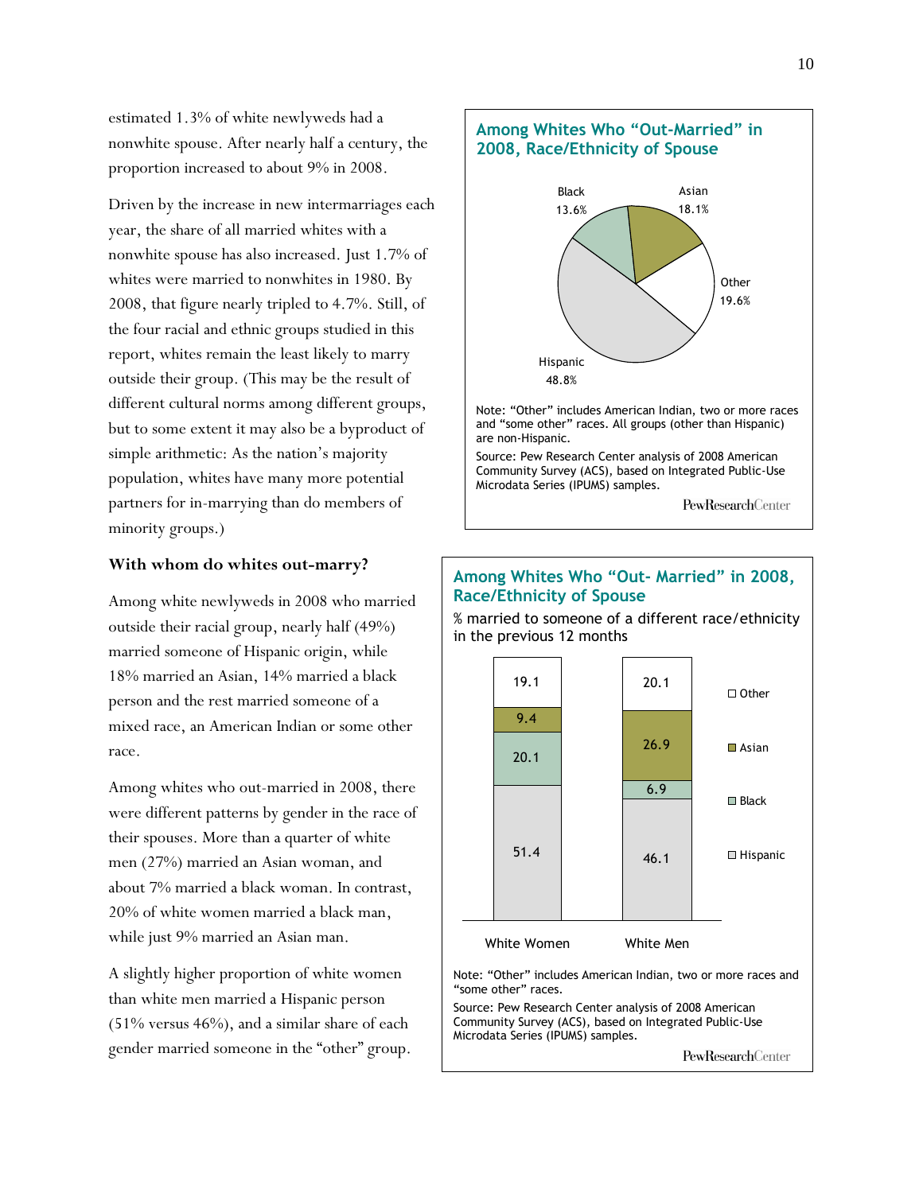estimated 1.3% of white newlyweds had a nonwhite spouse. After nearly half a century, the proportion increased to about 9% in 2008.

Driven by the increase in new intermarriages each year, the share of all married whites with a nonwhite spouse has also increased. Just 1.7% of whites were married to nonwhites in 1980. By 2008, that figure nearly tripled to 4.7%. Still, of the four racial and ethnic groups studied in this report, whites remain the least likely to marry outside their group. (This may be the result of different cultural norms among different groups, but to some extent it may also be a byproduct of simple arithmetic: As the nation's majority population, whites have many more potential partners for in-marrying than do members of minority groups.)

**With whom do whites out-marry?**

Among white newlyweds in 2008 who married outside their racial group, nearly half (49%) married someone of Hispanic origin, while 18% married an Asian, 14% married a black person and the rest married someone of a mixed race, an American Indian or some other race.

Among whites who out-married in 2008, there were different patterns by gender in the race of their spouses. More than a quarter of white men (27%) married an Asian woman, and about 7% married a black woman. In contrast, 20% of white women married a black man, while just 9% married an Asian man.

A slightly higher proportion of white women than white men married a Hispanic person (51% versus 46%), and a similar share of each gender married someone in the "other" group.

### Among Whites Who "Out-Married" in 2008, Race/Ethnicity of Spouse

| Race/Ethnicity of Spouse | % |
|---|---|
| Hispanic | 48.8% |
| Asian | 18.1% |
| Other | 19.6% |
| Black | 13.6% |

Note: "Other" includes American Indian, two or more races and "some other" races. All groups (other than Hispanic) are non-Hispanic.

Source: Pew Research Center analysis of 2008 American Community Survey (ACS), based on Integrated Public-Use Microdata Series (IPUMS) samples.

PewResearchCenter

### Among Whites Who "Out- Married" in 2008, Race/Ethnicity of Spouse

% married to someone of a different race/ethnicity in the previous 12 months

| | White Women | White Men |
|---|---|---|
| Other | 19.1 | 20.1 |
| Asian | 9.4 | 26.9 |
| Black | 20.1 | 6.9 |
| Hispanic | 51.4 | 46.1 |

Note: "Other" includes American Indian, two or more races and "some other" races.

Source: Pew Research Center analysis of 2008 American Community Survey (ACS), based on Integrated Public-Use Microdata Series (IPUMS) samples.

PewResearchCenter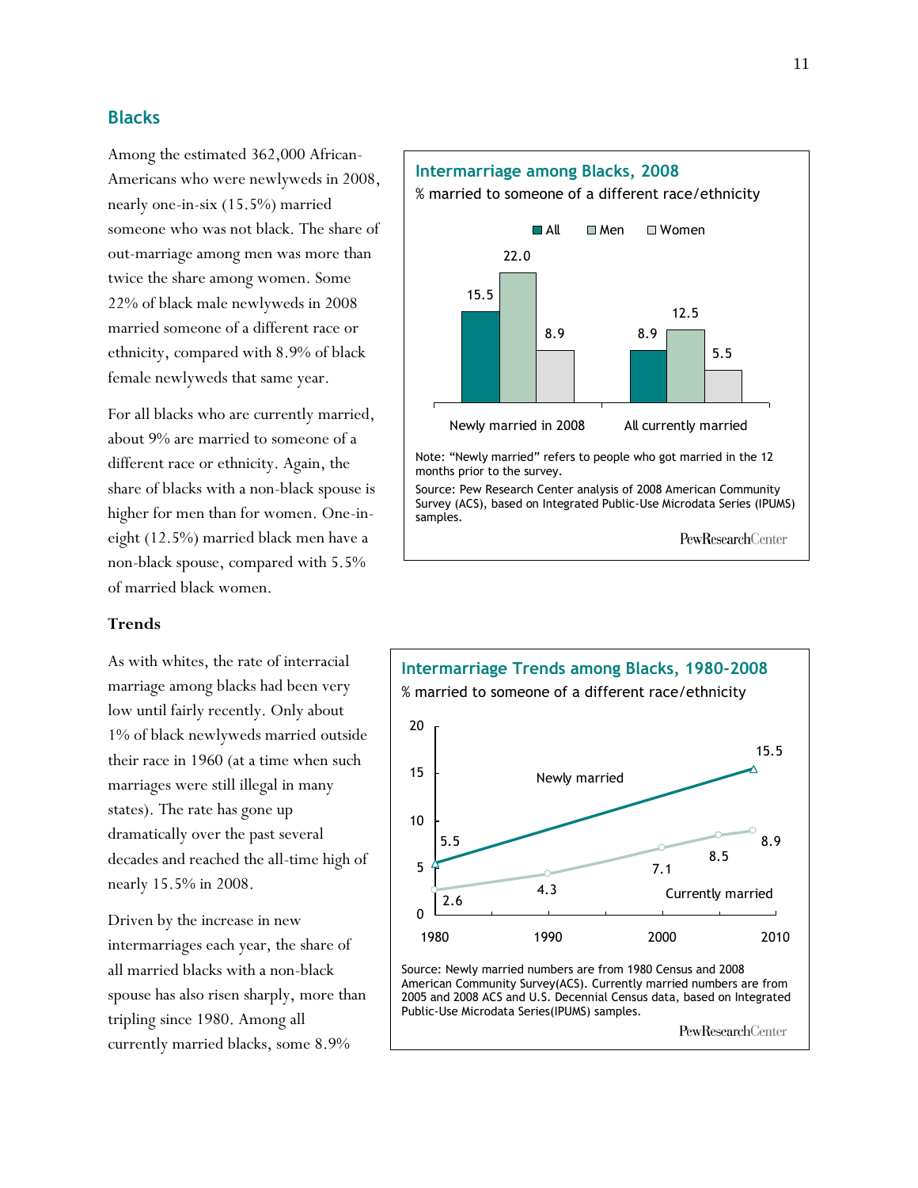## Blacks

Among the estimated 362,000 African-Americans who were newlyweds in 2008, nearly one-in-six (15.5%) married someone who was not black. The share of out-marriage among men was more than twice the share among women. Some 22% of black male newlyweds in 2008 married someone of a different race or ethnicity, compared with 8.9% of black female newlyweds that same year.

For all blacks who are currently married, about 9% are married to someone of a different race or ethnicity. Again, the share of blacks with a non-black spouse is higher for men than for women. One-in-eight (12.5%) married black men have a non-black spouse, compared with 5.5% of married black women.

**Intermarriage among Blacks, 2008**

% married to someone of a different race/ethnicity

| | All | Men | Women |
|---|---|---|---|
| Newly married in 2008 | 15.5 | 22.0 | 8.9 |
| All currently married | 8.9 | 12.5 | 5.5 |

Note: "Newly married" refers to people who got married in the 12 months prior to the survey.

Source: Pew Research Center analysis of 2008 American Community Survey (ACS), based on Integrated Public-Use Microdata Series (IPUMS) samples.

PewResearchCenter

### Trends

As with whites, the rate of interracial marriage among blacks had been very low until fairly recently. Only about 1% of black newlyweds married outside their race in 1960 (at a time when such marriages were still illegal in many states). The rate has gone up dramatically over the past several decades and reached the all-time high of nearly 15.5% in 2008.

Driven by the increase in new intermarriages each year, the share of all married blacks with a non-black spouse has also risen sharply, more than tripling since 1980. Among all currently married blacks, some 8.9%

**Intermarriage Trends among Blacks, 1980-2008**

% married to someone of a different race/ethnicity

| | 1980 | 1990 | 2000 | 2005 | 2008 |
|---|---|---|---|---|---|
| Newly married | 5.5 | | | | 15.5 |
| Currently married | 2.6 | 4.3 | 7.1 | 8.5 | 8.9 |

Source: Newly married numbers are from 1980 Census and 2008 American Community Survey(ACS). Currently married numbers are from 2005 and 2008 ACS and U.S. Decennial Census data, based on Integrated Public-Use Microdata Series(IPUMS) samples.

PewResearchCenter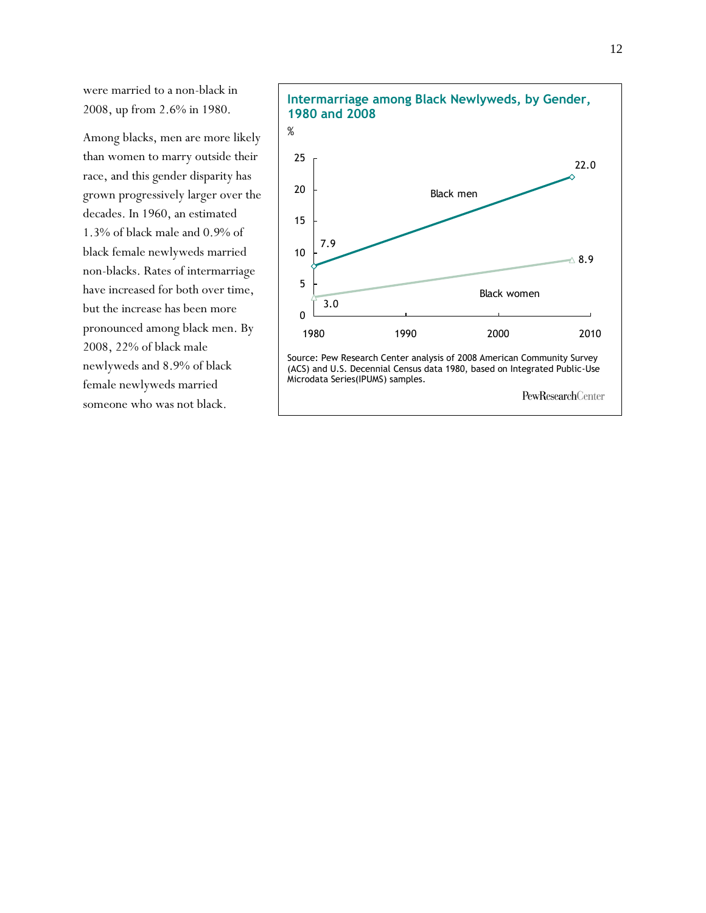were married to a non-black in 2008, up from 2.6% in 1980.

Among blacks, men are more likely than women to marry outside their race, and this gender disparity has grown progressively larger over the decades. In 1960, an estimated 1.3% of black male and 0.9% of black female newlyweds married non-blacks. Rates of intermarriage have increased for both over time, but the increase has been more pronounced among black men. By 2008, 22% of black male newlyweds and 8.9% of black female newlyweds married someone who was not black.

**Intermarriage among Black Newlyweds, by Gender, 1980 and 2008**

%

| | 1980 | 2008 |
|---|---|---|
| Black men | 7.9 | 22.0 |
| Black women | 3.0 | 8.9 |

Source: Pew Research Center analysis of 2008 American Community Survey (ACS) and U.S. Decennial Census data 1980, based on Integrated Public-Use Microdata Series(IPUMS) samples.

PewResearchCenter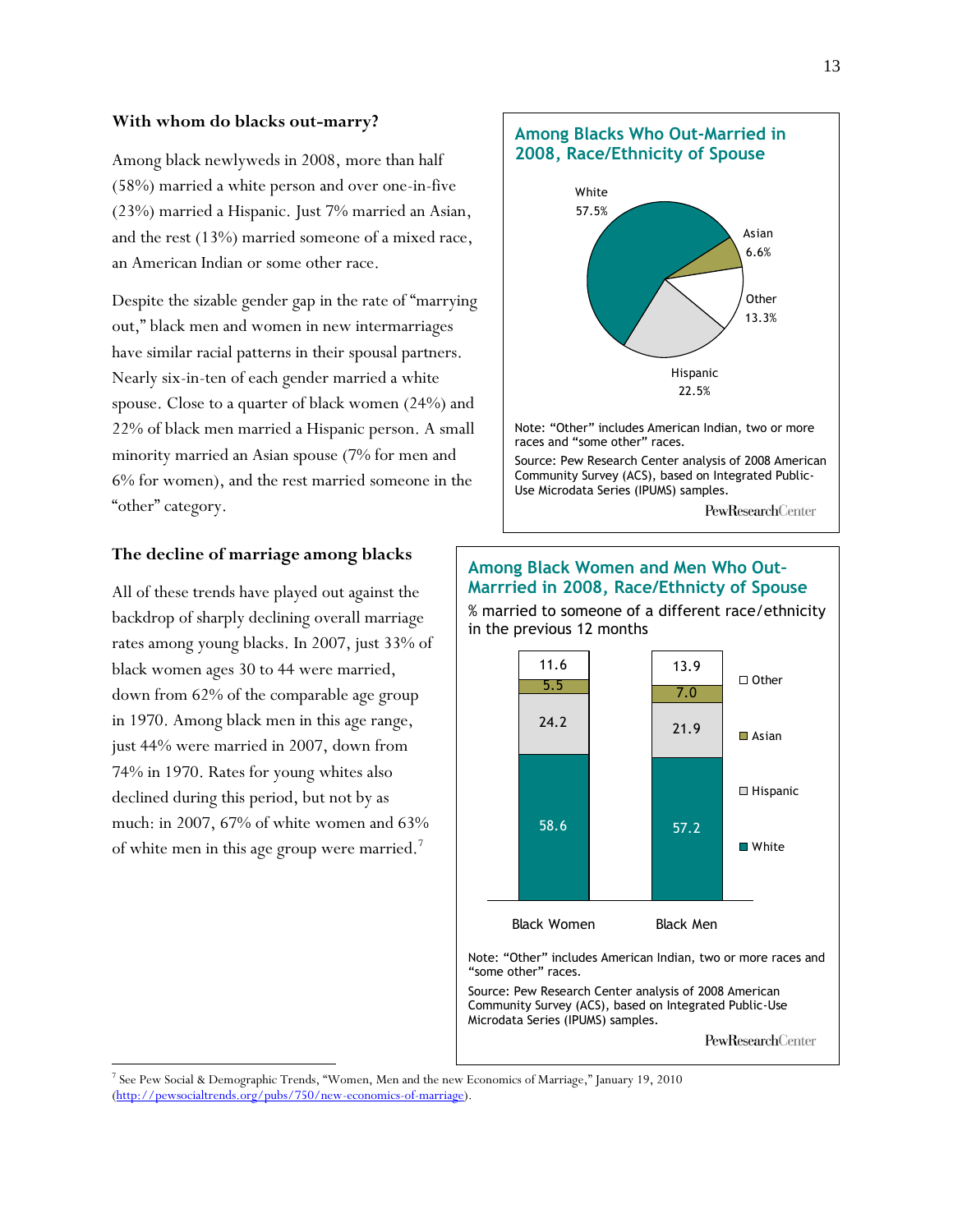### With whom do blacks out-marry?

Among black newlyweds in 2008, more than half (58%) married a white person and over one-in-five (23%) married a Hispanic. Just 7% married an Asian, and the rest (13%) married someone of a mixed race, an American Indian or some other race.

Despite the sizable gender gap in the rate of "marrying out," black men and women in new intermarriages have similar racial patterns in their spousal partners. Nearly six-in-ten of each gender married a white spouse. Close to a quarter of black women (24%) and 22% of black men married a Hispanic person. A small minority married an Asian spouse (7% for men and 6% for women), and the rest married someone in the "other" category.

**Among Blacks Who Out-Married in 2008, Race/Ethnicity of Spouse**

| Race/Ethnicity of Spouse | % |
|---|---|
| White | 57.5% |
| Asian | 6.6% |
| Other | 13.3% |
| Hispanic | 22.5% |

Note: "Other" includes American Indian, two or more races and "some other" races.

Source: Pew Research Center analysis of 2008 American Community Survey (ACS), based on Integrated Public-Use Microdata Series (IPUMS) samples.

PewResearchCenter

### The decline of marriage among blacks

All of these trends have played out against the backdrop of sharply declining overall marriage rates among young blacks. In 2007, just 33% of black women ages 30 to 44 were married, down from 62% of the comparable age group in 1970. Among black men in this age range, just 44% were married in 2007, down from 74% in 1970. Rates for young whites also declined during this period, but not by as much: in 2007, 67% of white women and 63% of white men in this age group were married.[7]

**Among Black Women and Men Who Out-Marrried in 2008, Race/Ethnicty of Spouse**

% married to someone of a different race/ethnicity in the previous 12 months

| | Black Women | Black Men |
|---|---|---|
| White | 58.6 | 57.2 |
| Hispanic | 24.2 | 21.9 |
| Asian | 5.5 | 7.0 |
| Other | 11.6 | 13.9 |

Note: "Other" includes American Indian, two or more races and "some other" races.

Source: Pew Research Center analysis of 2008 American Community Survey (ACS), based on Integrated Public-Use Microdata Series (IPUMS) samples.

PewResearchCenter

---

[7] See Pew Social & Demographic Trends, "Women, Men and the new Economics of Marriage," January 19, 2010 (http://pewsocialtrends.org/pubs/750/new-economics-of-marriage).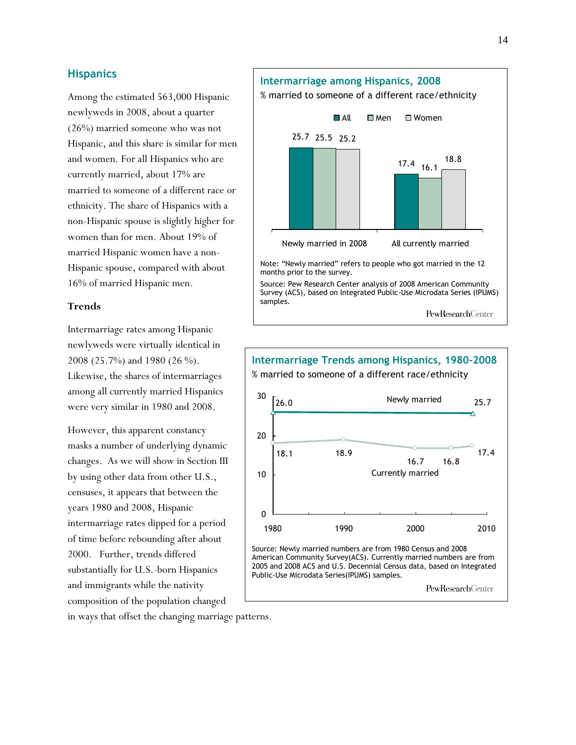## Hispanics

Among the estimated 563,000 Hispanic newlyweds in 2008, about a quarter (26%) married someone who was not Hispanic, and this share is similar for men and women. For all Hispanics who are currently married, about 17% are married to someone of a different race or ethnicity. The share of Hispanics with a non-Hispanic spouse is slightly higher for women than for men. About 19% of married Hispanic women have a non-Hispanic spouse, compared with about 16% of married Hispanic men.

### Trends

Intermarriage rates among Hispanic newlyweds were virtually identical in 2008 (25.7%) and 1980 (26 %). Likewise, the shares of intermarriages among all currently married Hispanics were very similar in 1980 and 2008.

However, this apparent constancy masks a number of underlying dynamic changes. As we will show in Section III by using other data from other U.S., censuses, it appears that between the years 1980 and 2008, Hispanic intermarriage rates dipped for a period of time before rebounding after about 2000. Further, trends differed substantially for U.S.-born Hispanics and immigrants while the nativity composition of the population changed in ways that offset the changing marriage patterns.

**Intermarriage among Hispanics, 2008**

% married to someone of a different race/ethnicity

| | All | Men | Women |
|---|---|---|---|
| Newly married in 2008 | 25.7 | 25.5 | 25.2 |
| All currently married | 17.4 | 16.1 | 18.8 |

Note: "Newly married" refers to people who got married in the 12 months prior to the survey.

Source: Pew Research Center analysis of 2008 American Community Survey (ACS), based on Integrated Public-Use Microdata Series (IPUMS) samples.

PewResearchCenter

**Intermarriage Trends among Hispanics, 1980-2008**

% married to someone of a different race/ethnicity

| | 1980 | 1990 | 2000 | 2005 | 2008 |
|---|---|---|---|---|---|
| Newly married | 26.0 | | | | 25.7 |
| Currently married | 18.1 | 18.9 | 16.7 | 16.8 | 17.4 |

Source: Newly married numbers are from 1980 Census and 2008 American Community Survey(ACS). Currently married numbers are from 2005 and 2008 ACS and U.S. Decennial Census data, based on Integrated Public-Use Microdata Series(IPUMS) samples.

PewResearchCenter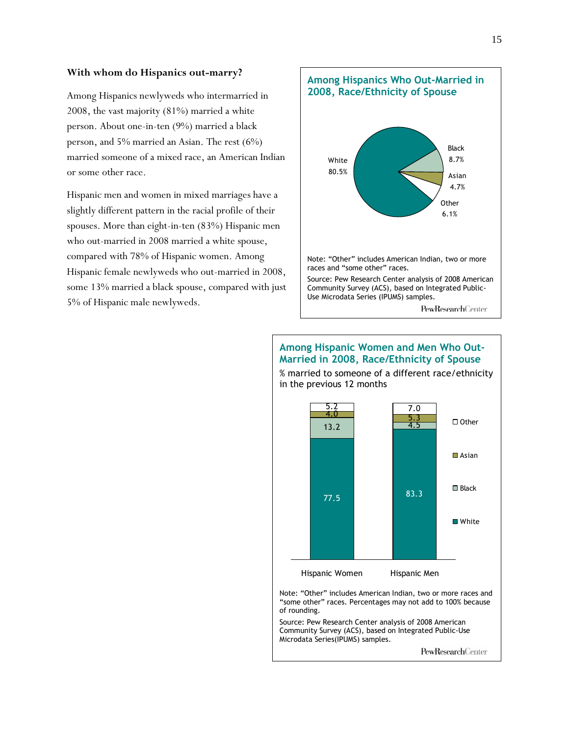### With whom do Hispanics out-marry?

Among Hispanics newlyweds who intermarried in 2008, the vast majority (81%) married a white person. About one-in-ten (9%) married a black person, and 5% married an Asian. The rest (6%) married someone of a mixed race, an American Indian or some other race.

Hispanic men and women in mixed marriages have a slightly different pattern in the racial profile of their spouses. More than eight-in-ten (83%) Hispanic men who out-married in 2008 married a white spouse, compared with 78% of Hispanic women. Among Hispanic female newlyweds who out-married in 2008, some 13% married a black spouse, compared with just 5% of Hispanic male newlyweds.

**Among Hispanics Who Out-Married in 2008, Race/Ethnicity of Spouse**

| Race/Ethnicity of Spouse | % |
|---|---|
| White | 80.5% |
| Black | 8.7% |
| Asian | 4.7% |
| Other | 6.1% |

Note: "Other" includes American Indian, two or more races and "some other" races.

Source: Pew Research Center analysis of 2008 American Community Survey (ACS), based on Integrated Public-Use Microdata Series (IPUMS) samples.

PewResearchCenter

**Among Hispanic Women and Men Who Out-Married in 2008, Race/Ethnicity of Spouse**

% married to someone of a different race/ethnicity in the previous 12 months

| | Hispanic Women | Hispanic Men |
|---|---|---|
| White | 77.5 | 83.3 |
| Black | 13.2 | 4.5 |
| Asian | 4.0 | 5.3 |
| Other | 5.2 | 7.0 |

Note: "Other" includes American Indian, two or more races and "some other" races. Percentages may not add to 100% because of rounding.

Source: Pew Research Center analysis of 2008 American Community Survey (ACS), based on Integrated Public-Use Microdata Series(IPUMS) samples.

PewResearchCenter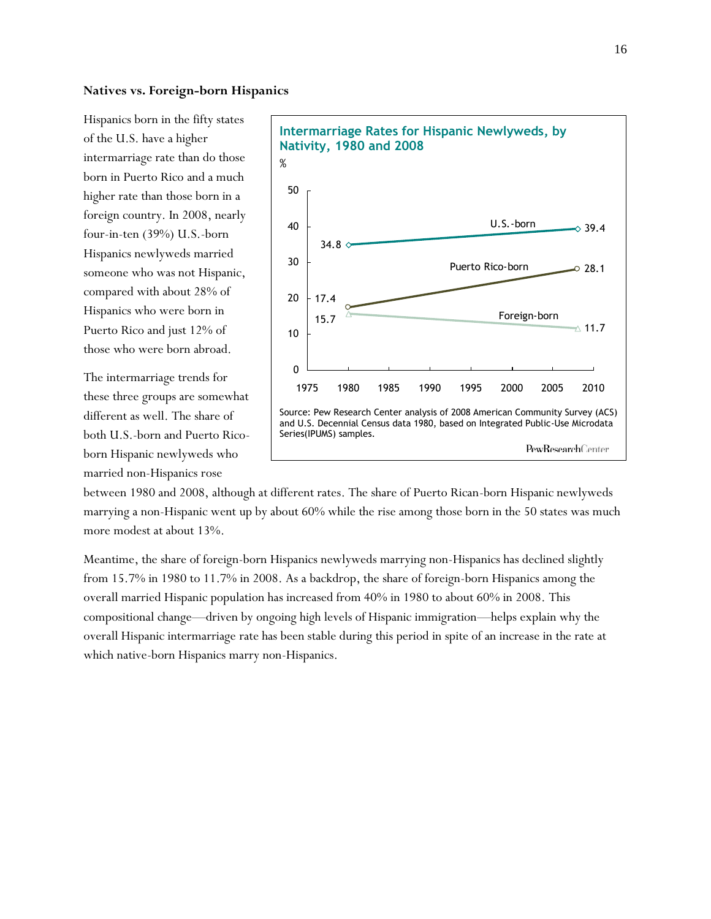### Natives vs. Foreign-born Hispanics

Hispanics born in the fifty states of the U.S. have a higher intermarriage rate than do those born in Puerto Rico and a much higher rate than those born in a foreign country. In 2008, nearly four-in-ten (39%) U.S.-born Hispanics newlyweds married someone who was not Hispanic, compared with about 28% of Hispanics who were born in Puerto Rico and just 12% of those who were born abroad.

**Intermarriage Rates for Hispanic Newlyweds, by Nativity, 1980 and 2008**

%

| | 1980 | 2008 |
|---|---|---|
| U.S.-born | 34.8 | 39.4 |
| Puerto Rico-born | 17.4 | 28.1 |
| Foreign-born | 15.7 | 11.7 |

Source: Pew Research Center analysis of 2008 American Community Survey (ACS) and U.S. Decennial Census data 1980, based on Integrated Public-Use Microdata Series(IPUMS) samples.

PewResearchCenter

The intermarriage trends for these three groups are somewhat different as well. The share of both U.S.-born and Puerto Rico-born Hispanic newlyweds who married non-Hispanics rose between 1980 and 2008, although at different rates. The share of Puerto Rican-born Hispanic newlyweds marrying a non-Hispanic went up by about 60% while the rise among those born in the 50 states was much more modest at about 13%.

Meantime, the share of foreign-born Hispanics newlyweds marrying non-Hispanics has declined slightly from 15.7% in 1980 to 11.7% in 2008. As a backdrop, the share of foreign-born Hispanics among the overall married Hispanic population has increased from 40% in 1980 to about 60% in 2008. This compositional change—driven by ongoing high levels of Hispanic immigration—helps explain why the overall Hispanic intermarriage rate has been stable during this period in spite of an increase in the rate at which native-born Hispanics marry non-Hispanics.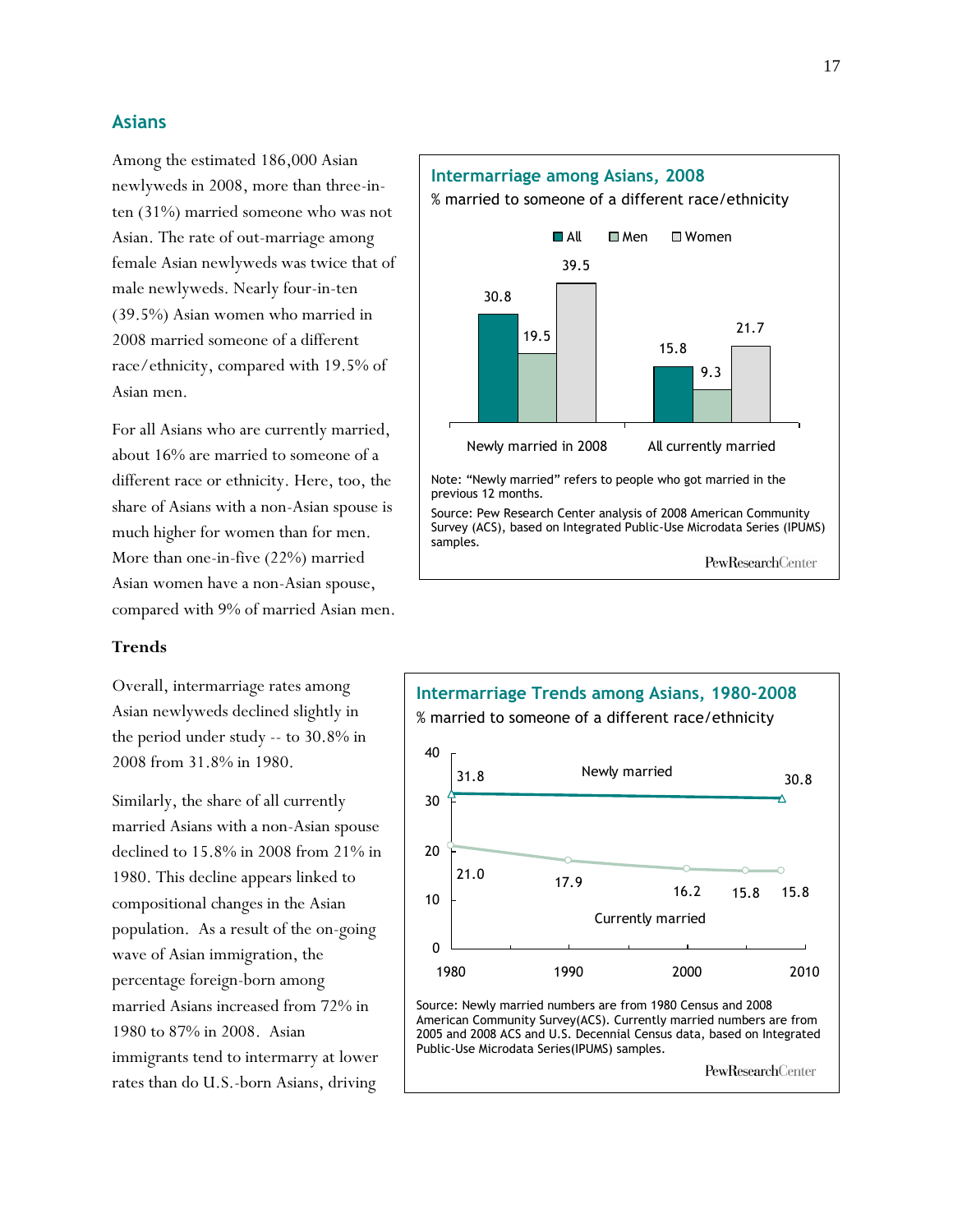## Asians

Among the estimated 186,000 Asian newlyweds in 2008, more than three-in-ten (31%) married someone who was not Asian. The rate of out-marriage among female Asian newlyweds was twice that of male newlyweds. Nearly four-in-ten (39.5%) Asian women who married in 2008 married someone of a different race/ethnicity, compared with 19.5% of Asian men.

For all Asians who are currently married, about 16% are married to someone of a different race or ethnicity. Here, too, the share of Asians with a non-Asian spouse is much higher for women than for men. More than one-in-five (22%) married Asian women have a non-Asian spouse, compared with 9% of married Asian men.

**Intermarriage among Asians, 2008**

% married to someone of a different race/ethnicity

| | All | Men | Women |
|---|---|---|---|
| Newly married in 2008 | 30.8 | 19.5 | 39.5 |
| All currently married | 15.8 | 9.3 | 21.7 |

Note: "Newly married" refers to people who got married in the previous 12 months.

Source: Pew Research Center analysis of 2008 American Community Survey (ACS), based on Integrated Public-Use Microdata Series (IPUMS) samples.

PewResearchCenter

### Trends

Overall, intermarriage rates among Asian newlyweds declined slightly in the period under study -- to 30.8% in 2008 from 31.8% in 1980.

Similarly, the share of all currently married Asians with a non-Asian spouse declined to 15.8% in 2008 from 21% in 1980. This decline appears linked to compositional changes in the Asian population. As a result of the on-going wave of Asian immigration, the percentage foreign-born among married Asians increased from 72% in 1980 to 87% in 2008. Asian immigrants tend to intermarry at lower rates than do U.S.-born Asians, driving

**Intermarriage Trends among Asians, 1980-2008**

% married to someone of a different race/ethnicity

| | 1980 | 1990 | 2000 | 2005 | 2008 |
|---|---|---|---|---|---|
| Newly married | 31.8 | | | | 30.8 |
| Currently married | 21.0 | 17.9 | 16.2 | 15.8 | 15.8 |

Source: Newly married numbers are from 1980 Census and 2008 American Community Survey(ACS). Currently married numbers are from 2005 and 2008 ACS and U.S. Decennial Census data, based on Integrated Public-Use Microdata Series(IPUMS) samples.

PewResearchCenter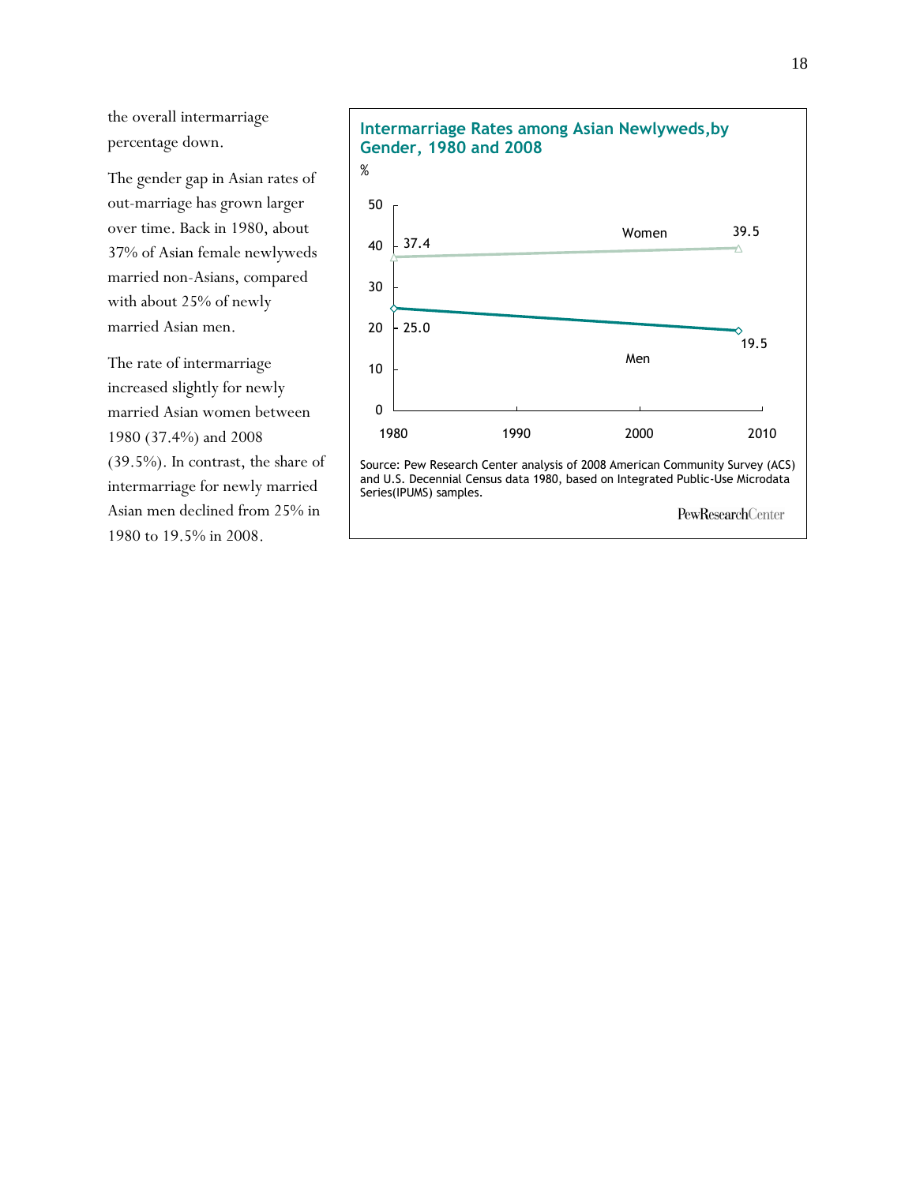the overall intermarriage percentage down.

The gender gap in Asian rates of out-marriage has grown larger over time. Back in 1980, about 37% of Asian female newlyweds married non-Asians, compared with about 25% of newly married Asian men.

The rate of intermarriage increased slightly for newly married Asian women between 1980 (37.4%) and 2008 (39.5%). In contrast, the share of intermarriage for newly married Asian men declined from 25% in 1980 to 19.5% in 2008.

**Intermarriage Rates among Asian Newlyweds, by Gender, 1980 and 2008**

%

| | 1980 | 2008 |
|---|---|---|
| Women | 37.4 | 39.5 |
| Men | 25.0 | 19.5 |

Source: Pew Research Center analysis of 2008 American Community Survey (ACS) and U.S. Decennial Census data 1980, based on Integrated Public-Use Microdata Series(IPUMS) samples.

PewResearchCenter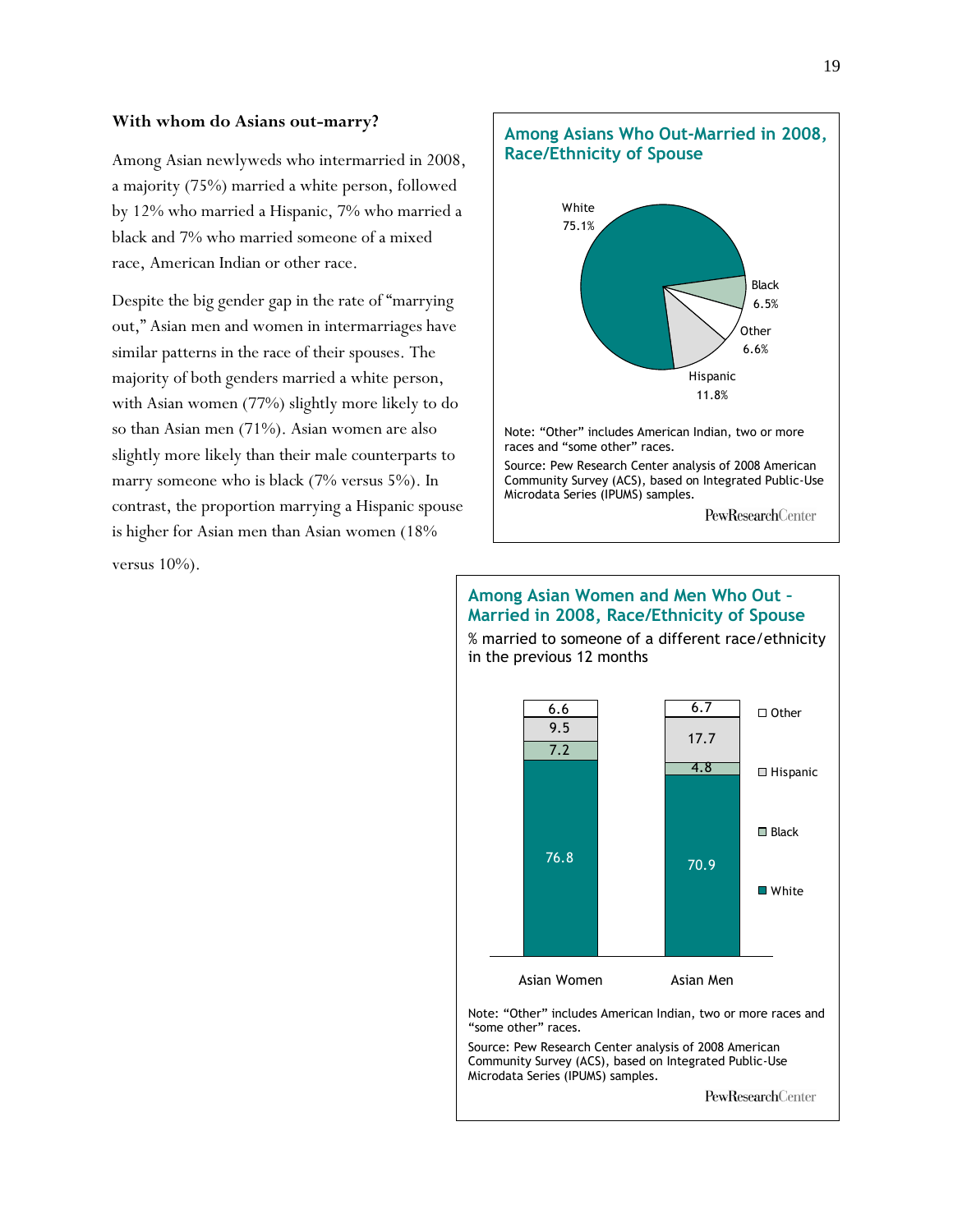### With whom do Asians out-marry?

Among Asian newlyweds who intermarried in 2008, a majority (75%) married a white person, followed by 12% who married a Hispanic, 7% who married a black and 7% who married someone of a mixed race, American Indian or other race.

Despite the big gender gap in the rate of "marrying out," Asian men and women in intermarriages have similar patterns in the race of their spouses. The majority of both genders married a white person, with Asian women (77%) slightly more likely to do so than Asian men (71%). Asian women are also slightly more likely than their male counterparts to marry someone who is black (7% versus 5%). In contrast, the proportion marrying a Hispanic spouse is higher for Asian men than Asian women (18% versus 10%).

**Among Asians Who Out-Married in 2008, Race/Ethnicity of Spouse**

| Race/Ethnicity of Spouse | % |
|---|---|
| White | 75.1% |
| Black | 6.5% |
| Other | 6.6% |
| Hispanic | 11.8% |

Note: "Other" includes American Indian, two or more races and "some other" races.

Source: Pew Research Center analysis of 2008 American Community Survey (ACS), based on Integrated Public-Use Microdata Series (IPUMS) samples.

PewResearchCenter

**Among Asian Women and Men Who Out - Married in 2008, Race/Ethnicity of Spouse**

% married to someone of a different race/ethnicity in the previous 12 months

| | Asian Women | Asian Men |
|---|---|---|
| White | 76.8 | 70.9 |
| Black | 7.2 | 4.8 |
| Hispanic | 9.5 | 17.7 |
| Other | 6.6 | 6.7 |

Note: "Other" includes American Indian, two or more races and "some other" races.

Source: Pew Research Center analysis of 2008 American Community Survey (ACS), based on Integrated Public-Use Microdata Series (IPUMS) samples.

PewResearchCenter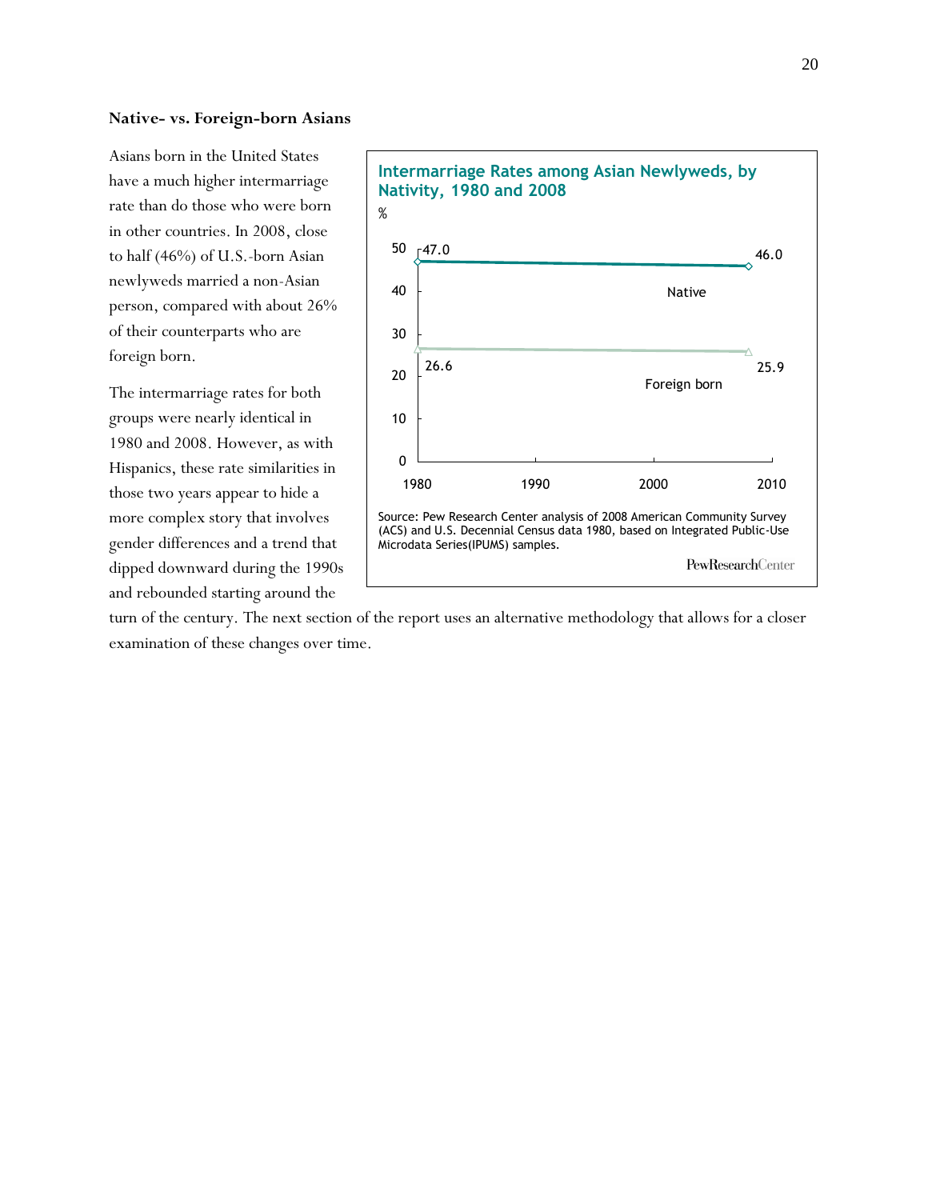### Native- vs. Foreign-born Asians

Asians born in the United States have a much higher intermarriage rate than do those who were born in other countries. In 2008, close to half (46%) of U.S.-born Asian newlyweds married a non-Asian person, compared with about 26% of their counterparts who are foreign born.

The intermarriage rates for both groups were nearly identical in 1980 and 2008. However, as with Hispanics, these rate similarities in those two years appear to hide a more complex story that involves gender differences and a trend that dipped downward during the 1990s and rebounded starting around the turn of the century. The next section of the report uses an alternative methodology that allows for a closer examination of these changes over time.

**Intermarriage Rates among Asian Newlyweds, by Nativity, 1980 and 2008**

%

| | 1980 | 2008 |
|---|---|---|
| Native | 47.0 | 46.0 |
| Foreign born | 26.6 | 25.9 |

Source: Pew Research Center analysis of 2008 American Community Survey (ACS) and U.S. Decennial Census data 1980, based on Integrated Public-Use Microdata Series(IPUMS) samples.

PewResearchCenter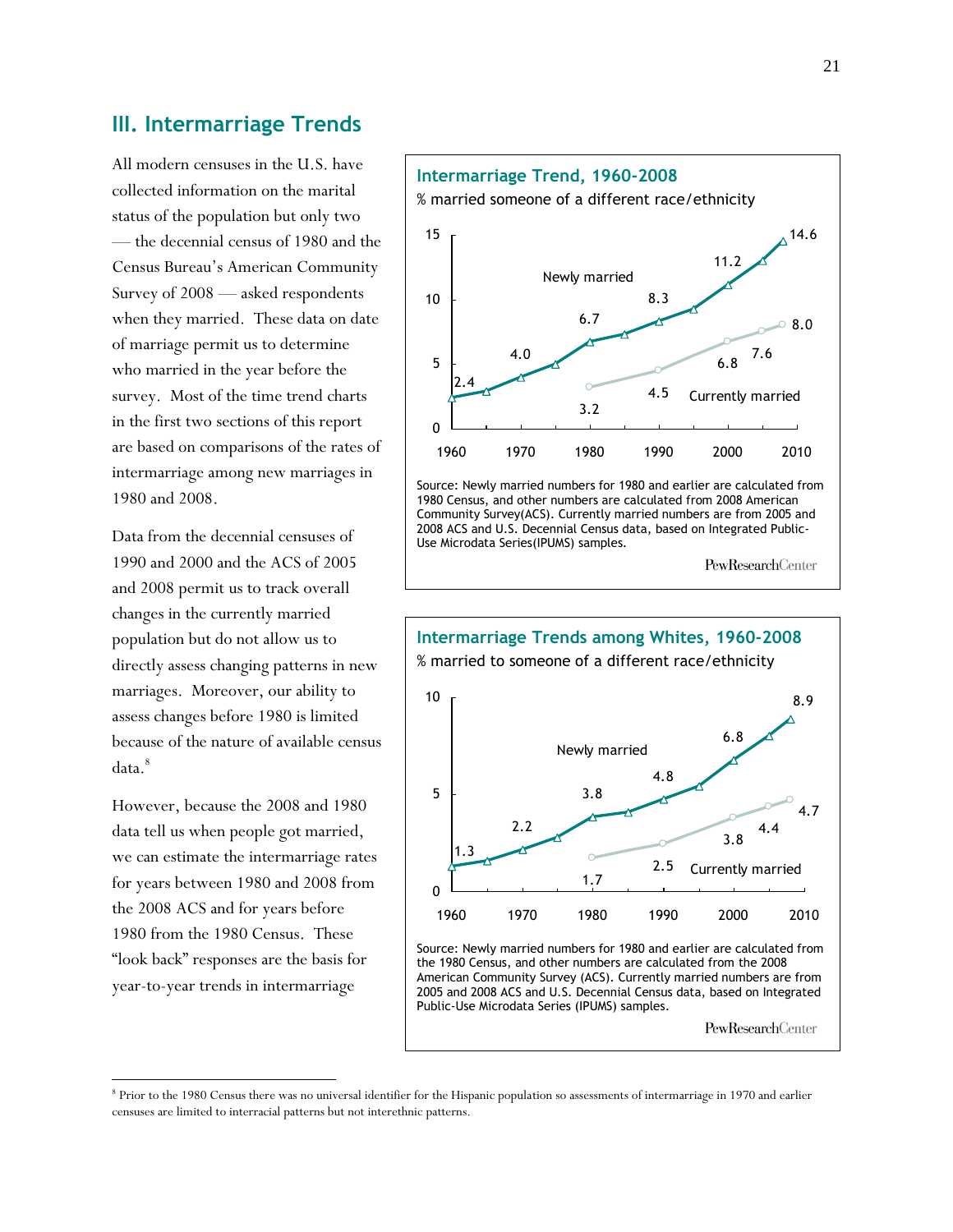## III. Intermarriage Trends

All modern censuses in the U.S. have collected information on the marital status of the population but only two — the decennial census of 1980 and the Census Bureau's American Community Survey of 2008 — asked respondents when they married. These data on date of marriage permit us to determine who married in the year before the survey. Most of the time trend charts in the first two sections of this report are based on comparisons of the rates of intermarriage among new marriages in 1980 and 2008.

Data from the decennial censuses of 1990 and 2000 and the ACS of 2005 and 2008 permit us to track overall changes in the currently married population but do not allow us to directly assess changing patterns in new marriages. Moreover, our ability to assess changes before 1980 is limited because of the nature of available census data.[8]

However, because the 2008 and 1980 data tell us when people got married, we can estimate the intermarriage rates for years between 1980 and 2008 from the 2008 ACS and for years before 1980 from the 1980 Census. These "look back" responses are the basis for year-to-year trends in intermarriage

**Intermarriage Trend, 1960-2008**

% married someone of a different race/ethnicity

| Year | Newly married | Currently married |
|---|---|---|
| 1960 | 2.4 | |
| 1970 | 4.0 | |
| 1980 | 6.7 | 3.2 |
| 1990 | 8.3 | 4.5 |
| 2000 | 11.2 | 6.8 |
| 2005 | | 7.6 |
| 2008 | 14.6 | 8.0 |

Source: Newly married numbers for 1980 and earlier are calculated from 1980 Census, and other numbers are calculated from 2008 American Community Survey(ACS). Currently married numbers are from 2005 and 2008 ACS and U.S. Decennial Census data, based on Integrated Public-Use Microdata Series(IPUMS) samples.

PewResearchCenter

**Intermarriage Trends among Whites, 1960-2008**

% married to someone of a different race/ethnicity

| Year | Newly married | Currently married |
|---|---|---|
| 1960 | 1.3 | |
| 1970 | 2.2 | |
| 1980 | 3.8 | 1.7 |
| 1990 | 4.8 | 2.5 |
| 2000 | 6.8 | 3.8 |
| 2005 | | 4.4 |
| 2008 | 8.9 | 4.7 |

Source: Newly married numbers for 1980 and earlier are calculated from the 1980 Census, and other numbers are calculated from the 2008 American Community Survey (ACS). Currently married numbers are from 2005 and 2008 ACS and U.S. Decennial Census data, based on Integrated Public-Use Microdata Series (IPUMS) samples.

PewResearchCenter

---

[8] Prior to the 1980 Census there was no universal identifier for the Hispanic population so assessments of intermarriage in 1970 and earlier censuses are limited to interracial patterns but not interethnic patterns.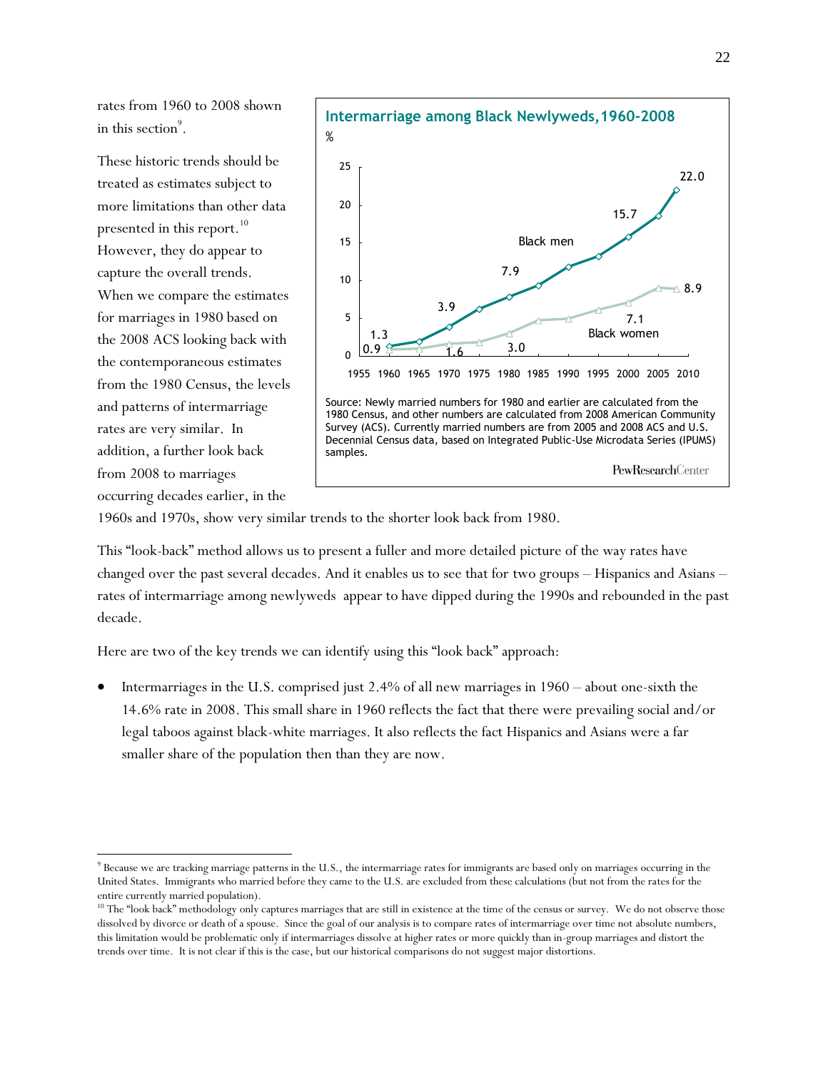rates from 1960 to 2008 shown in this section[9].

These historic trends should be treated as estimates subject to more limitations than other data presented in this report.[10] However, they do appear to capture the overall trends. When we compare the estimates for marriages in 1980 based on the 2008 ACS looking back with the contemporaneous estimates from the 1980 Census, the levels and patterns of intermarriage rates are very similar. In addition, a further look back from 2008 to marriages occurring decades earlier, in the 1960s and 1970s, show very similar trends to the shorter look back from 1980.

**Intermarriage among Black Newlyweds, 1960-2008**

%

| Year | Black men | Black women |
|---|---|---|
| 1960 | 1.3 | 0.9 |
| 1970 | 3.9 | 1.6 |
| 1980 | 7.9 | 3.0 |
| 2000 | 15.7 | 7.1 |
| 2008 | 22.0 | 8.9 |

Source: Newly married numbers for 1980 and earlier are calculated from the 1980 Census, and other numbers are calculated from 2008 American Community Survey (ACS). Currently married numbers are from 2005 and 2008 ACS and U.S. Decennial Census data, based on Integrated Public-Use Microdata Series (IPUMS) samples.

PewResearchCenter

This "look-back" method allows us to present a fuller and more detailed picture of the way rates have changed over the past several decades. And it enables us to see that for two groups – Hispanics and Asians – rates of intermarriage among newlyweds appear to have dipped during the 1990s and rebounded in the past decade.

Here are two of the key trends we can identify using this "look back" approach:

- Intermarriages in the U.S. comprised just 2.4% of all new marriages in 1960 – about one-sixth the 14.6% rate in 2008. This small share in 1960 reflects the fact that there were prevailing social and/or legal taboos against black-white marriages. It also reflects the fact Hispanics and Asians were a far smaller share of the population then than they are now.

---

[9] Because we are tracking marriage patterns in the U.S., the intermarriage rates for immigrants are based only on marriages occurring in the United States. Immigrants who married before they came to the U.S. are excluded from these calculations (but not from the rates for the entire currently married population).

[10] The "look back" methodology only captures marriages that are still in existence at the time of the census or survey. We do not observe those dissolved by divorce or death of a spouse. Since the goal of our analysis is to compare rates of intermarriage over time not absolute numbers, this limitation would be problematic only if intermarriages dissolve at higher rates or more quickly than in-group marriages and distort the trends over time. It is not clear if this is the case, but our historical comparisons do not suggest major distortions.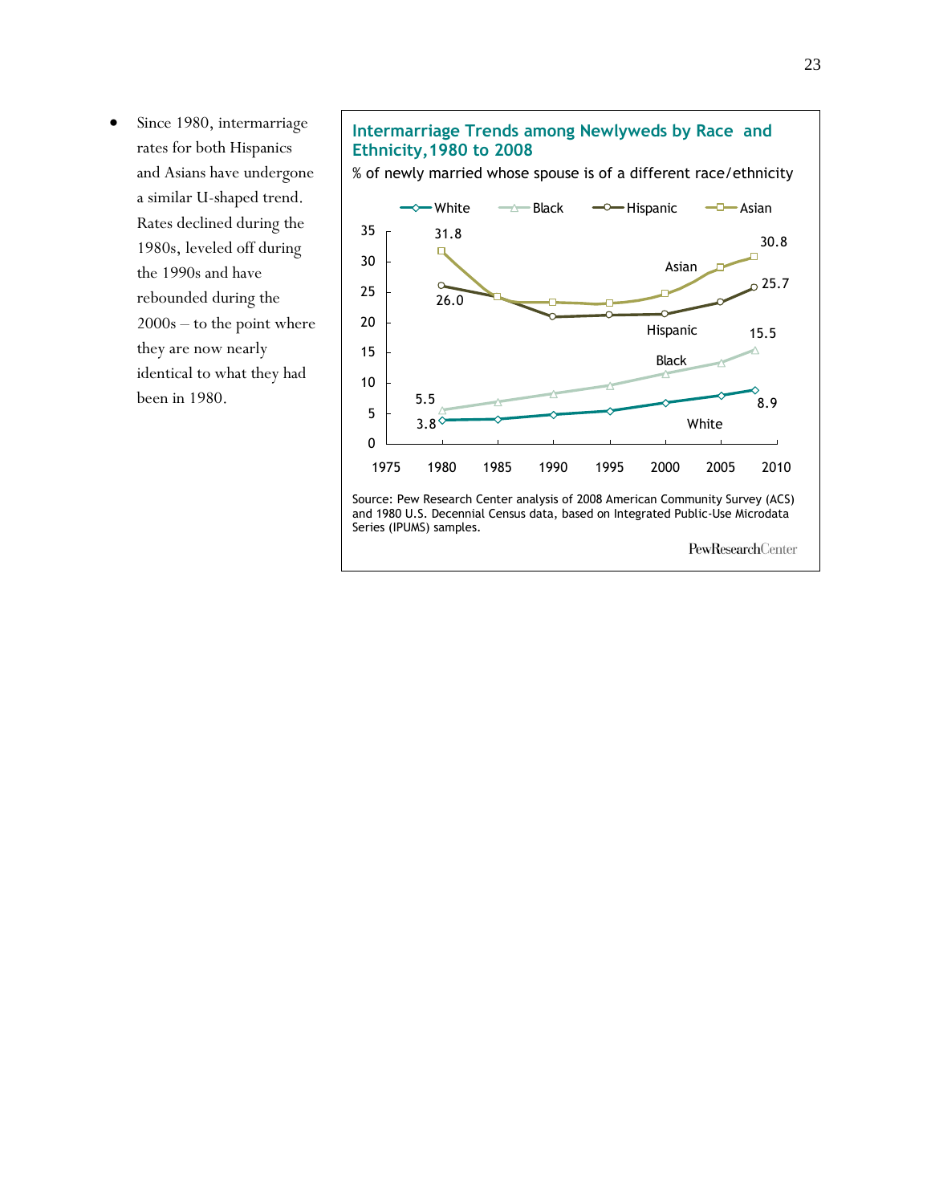- Since 1980, intermarriage rates for both Hispanics and Asians have undergone a similar U-shaped trend. Rates declined during the 1980s, leveled off during the 1990s and have rebounded during the 2000s – to the point where they are now nearly identical to what they had been in 1980.

**Intermarriage Trends among Newlyweds by Race and Ethnicity, 1980 to 2008**

% of newly married whose spouse is of a different race/ethnicity

| | 1980 | 2008 |
|---|---|---|
| White | 3.8 | 8.9 |
| Black | 5.5 | 15.5 |
| Hispanic | 26.0 | 25.7 |
| Asian | 31.8 | 30.8 |

Source: Pew Research Center analysis of 2008 American Community Survey (ACS) and 1980 U.S. Decennial Census data, based on Integrated Public-Use Microdata Series (IPUMS) samples.

PewResearchCenter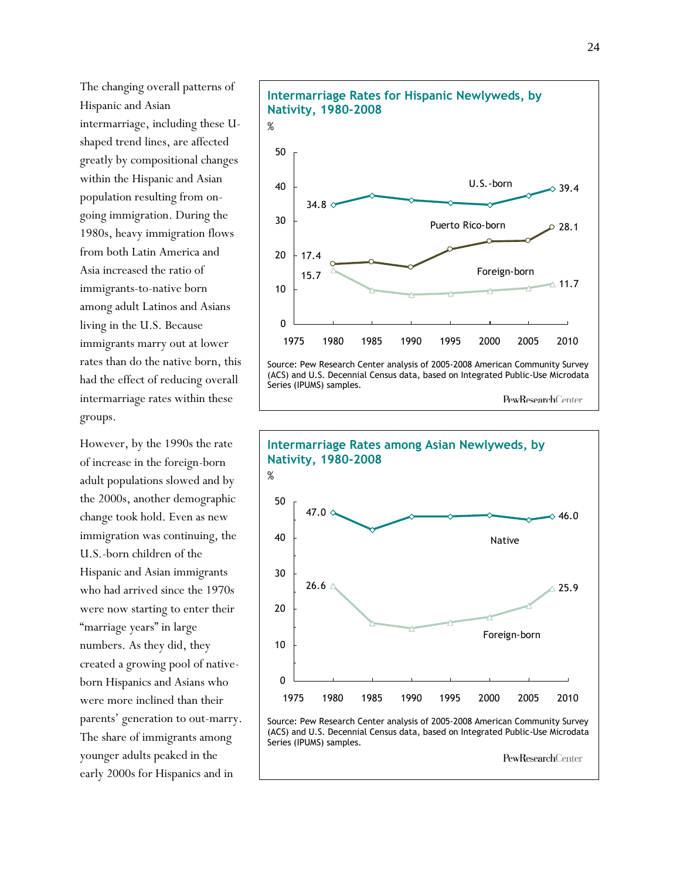The changing overall patterns of Hispanic and Asian intermarriage, including these U-shaped trend lines, are affected greatly by compositional changes within the Hispanic and Asian population resulting from on-going immigration. During the 1980s, heavy immigration flows from both Latin America and Asia increased the ratio of immigrants-to-native born among adult Latinos and Asians living in the U.S. Because immigrants marry out at lower rates than do the native born, this had the effect of reducing overall intermarriage rates within these groups.

However, by the 1990s the rate of increase in the foreign-born adult populations slowed and by the 2000s, another demographic change took hold. Even as new immigration was continuing, the U.S.-born children of the Hispanic and Asian immigrants who had arrived since the 1970s were now starting to enter their "marriage years" in large numbers. As they did, they created a growing pool of native-born Hispanics and Asians who were more inclined than their parents' generation to out-marry. The share of immigrants among younger adults peaked in the early 2000s for Hispanics and in

**Intermarriage Rates for Hispanic Newlyweds, by Nativity, 1980-2008**

%

| | 1980 | 2008 |
|---|---|---|
| U.S.-born | 34.8 | 39.4 |
| Puerto Rico-born | 17.4 | 28.1 |
| Foreign-born | 15.7 | 11.7 |

Source: Pew Research Center analysis of 2005-2008 American Community Survey (ACS) and U.S. Decennial Census data, based on Integrated Public-Use Microdata Series (IPUMS) samples.

**Intermarriage Rates among Asian Newlyweds, by Nativity, 1980-2008**

%

| | 1980 | 2008 |
|---|---|---|
| Native | 47.0 | 46.0 |
| Foreign-born | 26.6 | 25.9 |

Source: Pew Research Center analysis of 2005-2008 American Community Survey (ACS) and U.S. Decennial Census data, based on Integrated Public-Use Microdata Series (IPUMS) samples.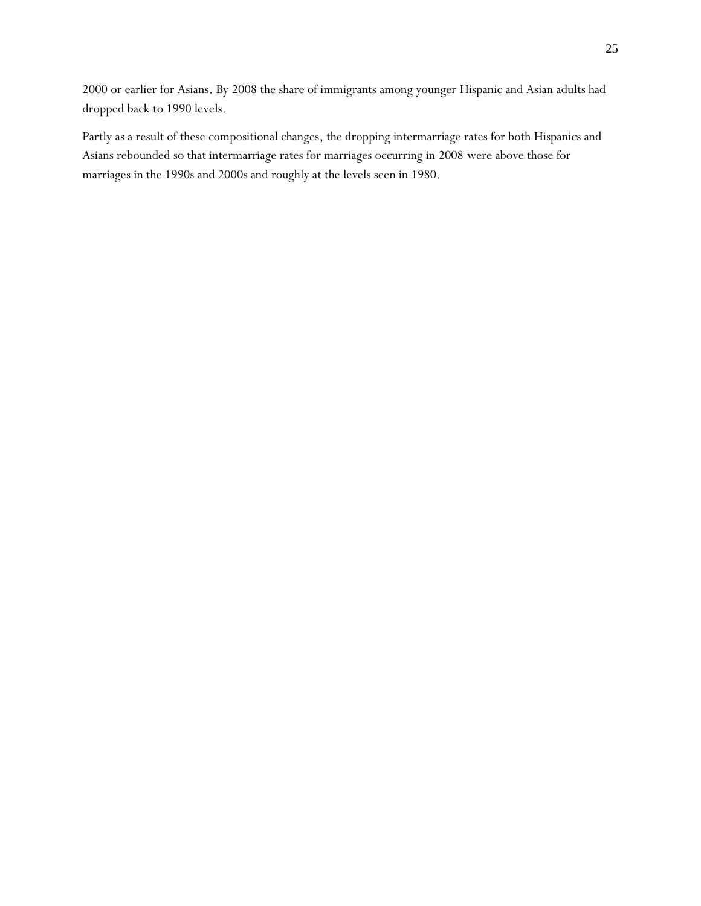2000 or earlier for Asians. By 2008 the share of immigrants among younger Hispanic and Asian adults had dropped back to 1990 levels.

Partly as a result of these compositional changes, the dropping intermarriage rates for both Hispanics and Asians rebounded so that intermarriage rates for marriages occurring in 2008 were above those for marriages in the 1990s and 2000s and roughly at the levels seen in 1980.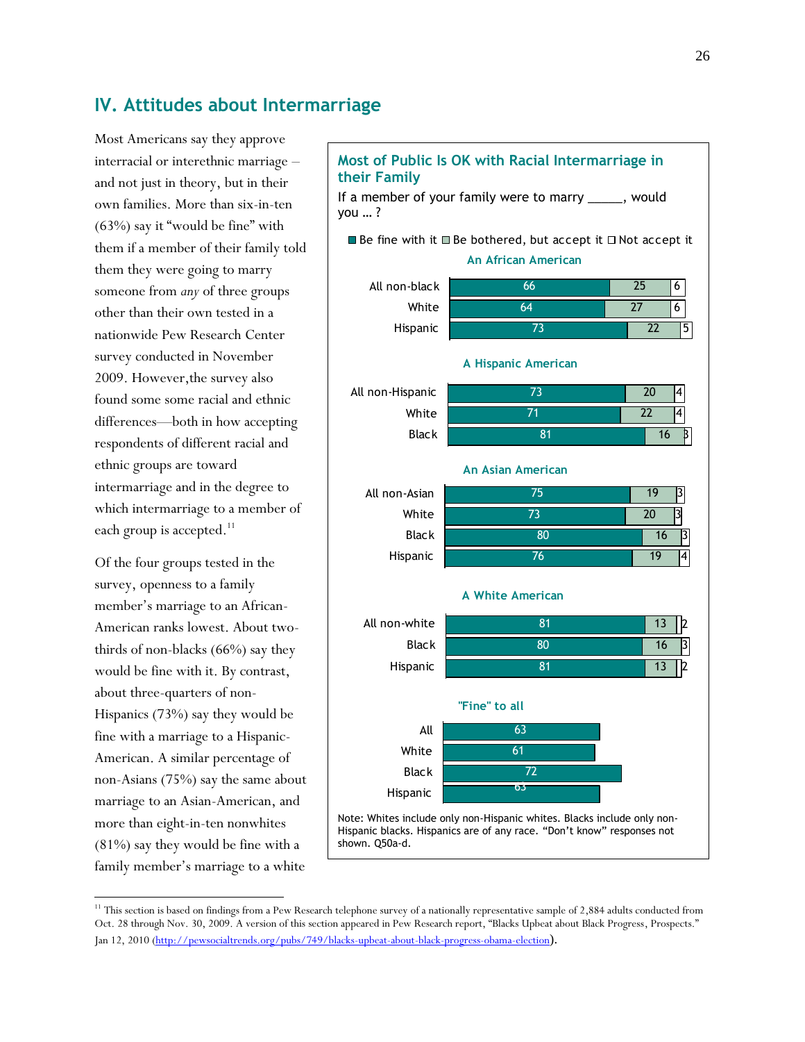## IV. Attitudes about Intermarriage

Most Americans say they approve interracial or interethnic marriage – and not just in theory, but in their own families. More than six-in-ten (63%) say it "would be fine" with them if a member of their family told them they were going to marry someone from *any* of three groups other than their own tested in a nationwide Pew Research Center survey conducted in November 2009. However,the survey also found some some racial and ethnic differences—both in how accepting respondents of different racial and ethnic groups are toward intermarriage and in the degree to which intermarriage to a member of each group is accepted.[11]

Of the four groups tested in the survey, openness to a family member's marriage to an African-American ranks lowest. About two-thirds of non-blacks (66%) say they would be fine with it. By contrast, about three-quarters of non-Hispanics (73%) say they would be fine with a marriage to a Hispanic-American. A similar percentage of non-Asians (75%) say the same about marriage to an Asian-American, and more than eight-in-ten nonwhites (81%) say they would be fine with a family member's marriage to a white

### Most of Public Is OK with Racial Intermarriage in their Family

If a member of your family were to marry _____, would you … ?

**An African American**

| | Be fine with it | Be bothered, but accept it | Not accept it |
|---|---|---|---|
| All non-black | 66 | 25 | 6 |
| White | 64 | 27 | 6 |
| Hispanic | 73 | 22 | 5 |

**A Hispanic American**

| | Be fine with it | Be bothered, but accept it | Not accept it |
|---|---|---|---|
| All non-Hispanic | 73 | 20 | 4 |
| White | 71 | 22 | 4 |
| Black | 81 | 16 | 3 |

**An Asian American**

| | Be fine with it | Be bothered, but accept it | Not accept it |
|---|---|---|---|
| All non-Asian | 75 | 19 | 3 |
| White | 73 | 20 | 3 |
| Black | 80 | 16 | 3 |
| Hispanic | 76 | 19 | 4 |

**A White American**

| | Be fine with it | Be bothered, but accept it | Not accept it |
|---|---|---|---|
| All non-white | 81 | 13 | 2 |
| Black | 80 | 16 | 3 |
| Hispanic | 81 | 13 | 2 |

**"Fine" to all**

| | |
|---|---|
| All | 63 |
| White | 61 |
| Black | 72 |
| Hispanic | 63 |

Note: Whites include only non-Hispanic whites. Blacks include only non-Hispanic blacks. Hispanics are of any race. "Don't know" responses not shown. Q50a-d.

---

[11] This section is based on findings from a Pew Research telephone survey of a nationally representative sample of 2,884 adults conducted from Oct. 28 through Nov. 30, 2009. A version of this section appeared in Pew Research report, "Blacks Upbeat about Black Progress, Prospects." Jan 12, 2010 (http://pewsocialtrends.org/pubs/749/blacks-upbeat-about-black-progress-obama-election).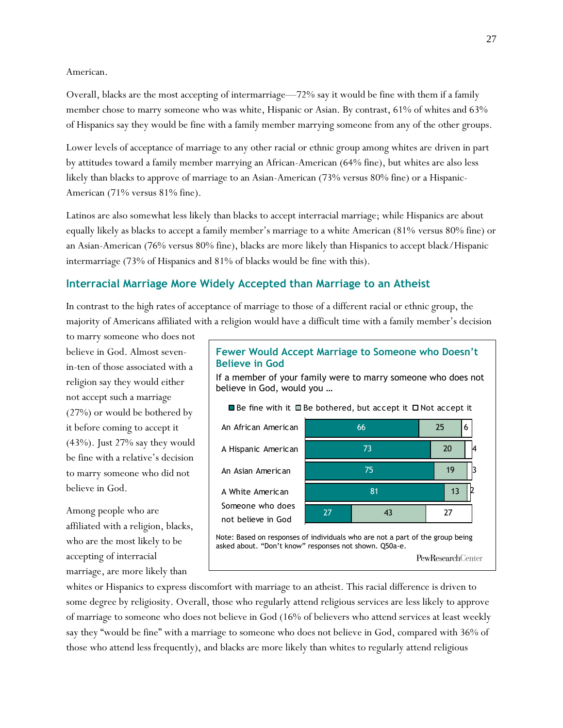American.

Overall, blacks are the most accepting of intermarriage—72% say it would be fine with them if a family member chose to marry someone who was white, Hispanic or Asian. By contrast, 61% of whites and 63% of Hispanics say they would be fine with a family member marrying someone from any of the other groups.

Lower levels of acceptance of marriage to any other racial or ethnic group among whites are driven in part by attitudes toward a family member marrying an African-American (64% fine), but whites are also less likely than blacks to approve of marriage to an Asian-American (73% versus 80% fine) or a Hispanic-American (71% versus 81% fine).

Latinos are also somewhat less likely than blacks to accept interracial marriage; while Hispanics are about equally likely as blacks to accept a family member's marriage to a white American (81% versus 80% fine) or an Asian-American (76% versus 80% fine), blacks are more likely than Hispanics to accept black/Hispanic intermarriage (73% of Hispanics and 81% of blacks would be fine with this).

## Interracial Marriage More Widely Accepted than Marriage to an Atheist

In contrast to the high rates of acceptance of marriage to those of a different racial or ethnic group, the majority of Americans affiliated with a religion would have a difficult time with a family member's decision to marry someone who does not believe in God. Almost seven-in-ten of those associated with a religion say they would either not accept such a marriage (27%) or would be bothered by it before coming to accept it (43%). Just 27% say they would be fine with a relative's decision to marry someone who did not believe in God.

**Fewer Would Accept Marriage to Someone who Doesn't Believe in God**

If a member of your family were to marry someone who does not believe in God, would you …

| | Be fine with it | Be bothered, but accept it | Not accept it |
|---|---|---|---|
| An African American | 66 | 25 | 6 |
| A Hispanic American | 73 | 20 | 4 |
| An Asian American | 75 | 19 | 3 |
| A White American | 81 | 13 | 2 |
| Someone who does not believe in God | 27 | 43 | 27 |

Note: Based on responses of individuals who are not a part of the group being asked about. "Don't know" responses not shown. Q50a-e.

PewResearchCenter

Among people who are affiliated with a religion, blacks, who are the most likely to be accepting of interracial marriage, are more likely than whites or Hispanics to express discomfort with marriage to an atheist. This racial difference is driven to some degree by religiosity. Overall, those who regularly attend religious services are less likely to approve of marriage to someone who does not believe in God (16% of believers who attend services at least weekly say they "would be fine" with a marriage to someone who does not believe in God, compared with 36% of those who attend less frequently), and blacks are more likely than whites to regularly attend religious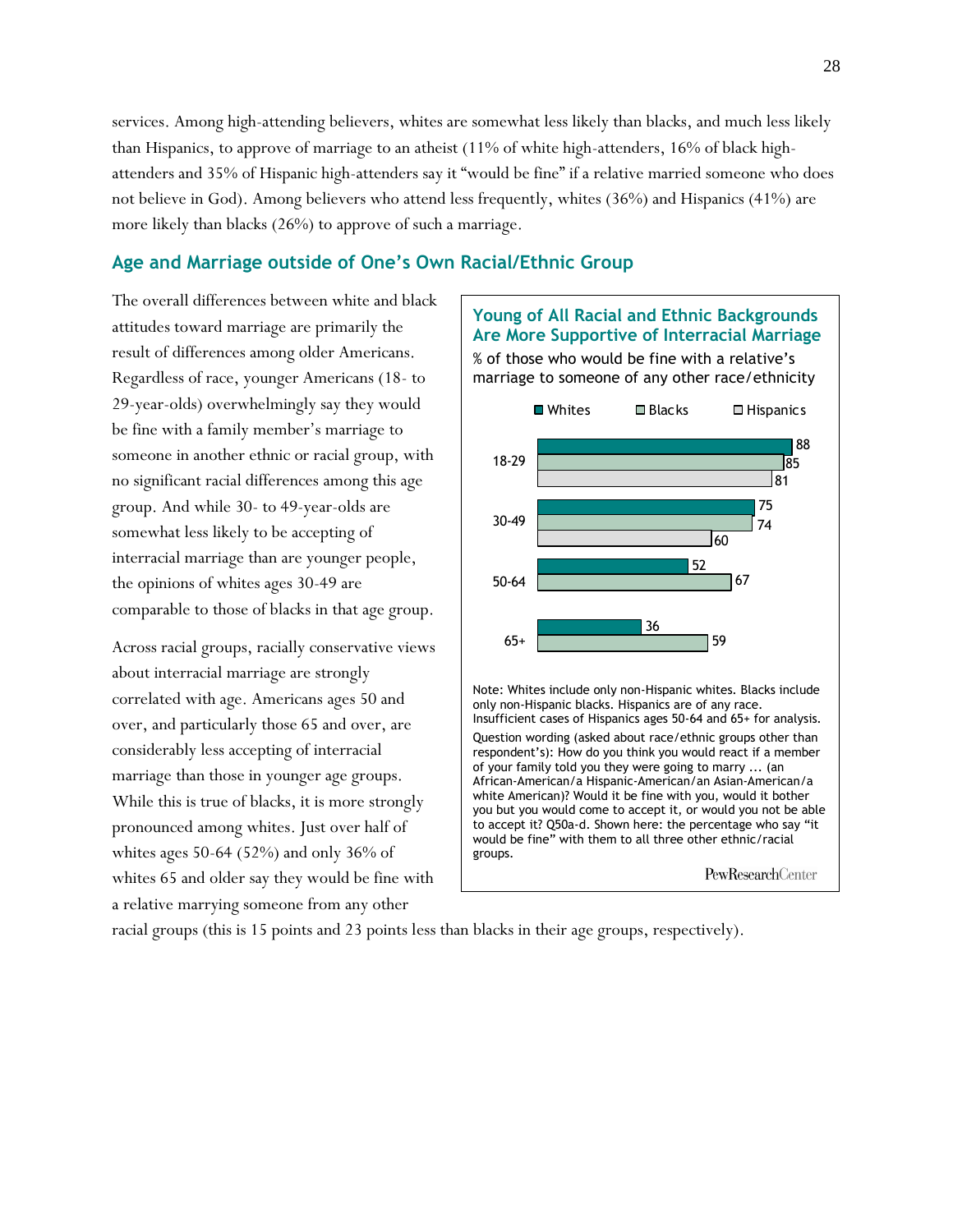services. Among high-attending believers, whites are somewhat less likely than blacks, and much less likely than Hispanics, to approve of marriage to an atheist (11% of white high-attenders, 16% of black high-attenders and 35% of Hispanic high-attenders say it "would be fine" if a relative married someone who does not believe in God). Among believers who attend less frequently, whites (36%) and Hispanics (41%) are more likely than blacks (26%) to approve of such a marriage.

## Age and Marriage outside of One's Own Racial/Ethnic Group

The overall differences between white and black attitudes toward marriage are primarily the result of differences among older Americans. Regardless of race, younger Americans (18- to 29-year-olds) overwhelmingly say they would be fine with a family member's marriage to someone in another ethnic or racial group, with no significant racial differences among this age group. And while 30- to 49-year-olds are somewhat less likely to be accepting of interracial marriage than are younger people, the opinions of whites ages 30-49 are comparable to those of blacks in that age group.

Across racial groups, racially conservative views about interracial marriage are strongly correlated with age. Americans ages 50 and over, and particularly those 65 and over, are considerably less accepting of interracial marriage than those in younger age groups. While this is true of blacks, it is more strongly pronounced among whites. Just over half of whites ages 50-64 (52%) and only 36% of whites 65 and older say they would be fine with a relative marrying someone from any other racial groups (this is 15 points and 23 points less than blacks in their age groups, respectively).

**Young of All Racial and Ethnic Backgrounds Are More Supportive of Interracial Marriage**

% of those who would be fine with a relative's marriage to someone of any other race/ethnicity

| Age | Whites | Blacks | Hispanics |
|---|---|---|---|
| 18-29 | 88 | 85 | 81 |
| 30-49 | 75 | 74 | 60 |
| 50-64 | 52 | 67 | |
| 65+ | 36 | 59 | |

Note: Whites include only non-Hispanic whites. Blacks include only non-Hispanic blacks. Hispanics are of any race. Insufficient cases of Hispanics ages 50-64 and 65+ for analysis.

Question wording (asked about race/ethnic groups other than respondent's): How do you think you would react if a member of your family told you they were going to marry ... (an African-American/a Hispanic-American/an Asian-American/a white American)? Would it be fine with you, would it bother you but you would come to accept it, or would you not be able to accept it? Q50a-d. Shown here: the percentage who say "it would be fine" with them to all three other ethnic/racial groups.

PewResearchCenter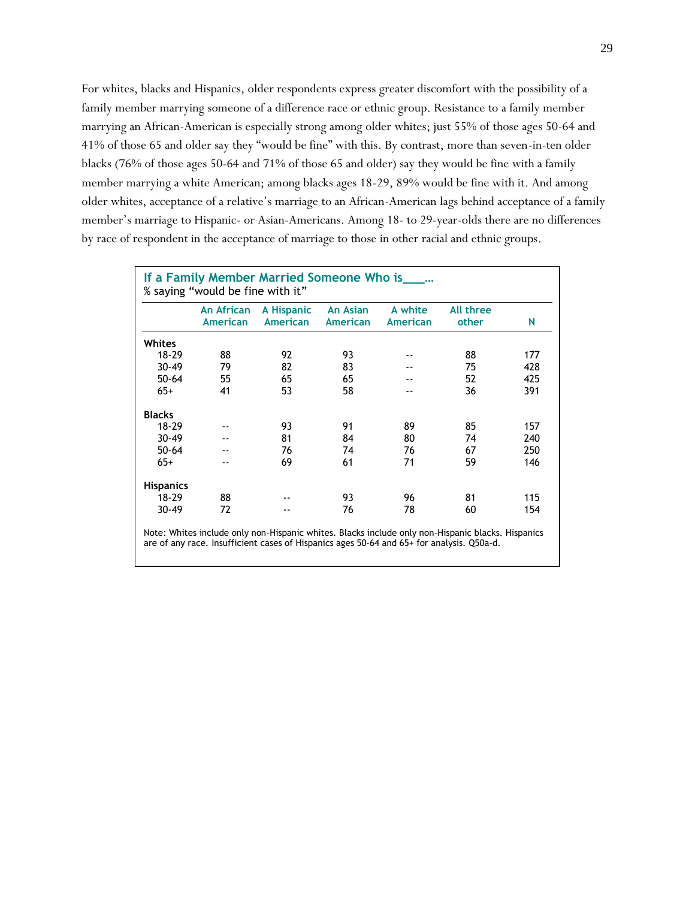For whites, blacks and Hispanics, older respondents express greater discomfort with the possibility of a family member marrying someone of a difference race or ethnic group. Resistance to a family member marrying an African-American is especially strong among older whites; just 55% of those ages 50-64 and 41% of those 65 and older say they "would be fine" with this. By contrast, more than seven-in-ten older blacks (76% of those ages 50-64 and 71% of those 65 and older) say they would be fine with a family member marrying a white American; among blacks ages 18-29, 89% would be fine with it. And among older whites, acceptance of a relative's marriage to an African-American lags behind acceptance of a family member's marriage to Hispanic- or Asian-Americans. Among 18- to 29-year-olds there are no differences by race of respondent in the acceptance of marriage to those in other racial and ethnic groups.

**If a Family Member Married Someone Who is___…**
% saying "would be fine with it"

| | An African American | A Hispanic American | An Asian American | A white American | All three other | N |
|---|---|---|---|---|---|---|
| **Whites** | | | | | | |
| 18-29 | 88 | 92 | 93 | -- | 88 | 177 |
| 30-49 | 79 | 82 | 83 | -- | 75 | 428 |
| 50-64 | 55 | 65 | 65 | -- | 52 | 425 |
| 65+ | 41 | 53 | 58 | -- | 36 | 391 |
| **Blacks** | | | | | | |
| 18-29 | -- | 93 | 91 | 89 | 85 | 157 |
| 30-49 | -- | 81 | 84 | 80 | 74 | 240 |
| 50-64 | -- | 76 | 74 | 76 | 67 | 250 |
| 65+ | -- | 69 | 61 | 71 | 59 | 146 |
| **Hispanics** | | | | | | |
| 18-29 | 88 | -- | 93 | 96 | 81 | 115 |
| 30-49 | 72 | -- | 76 | 78 | 60 | 154 |

Note: Whites include only non-Hispanic whites. Blacks include only non-Hispanic blacks. Hispanics are of any race. Insufficient cases of Hispanics ages 50-64 and 65+ for analysis. Q50a-d.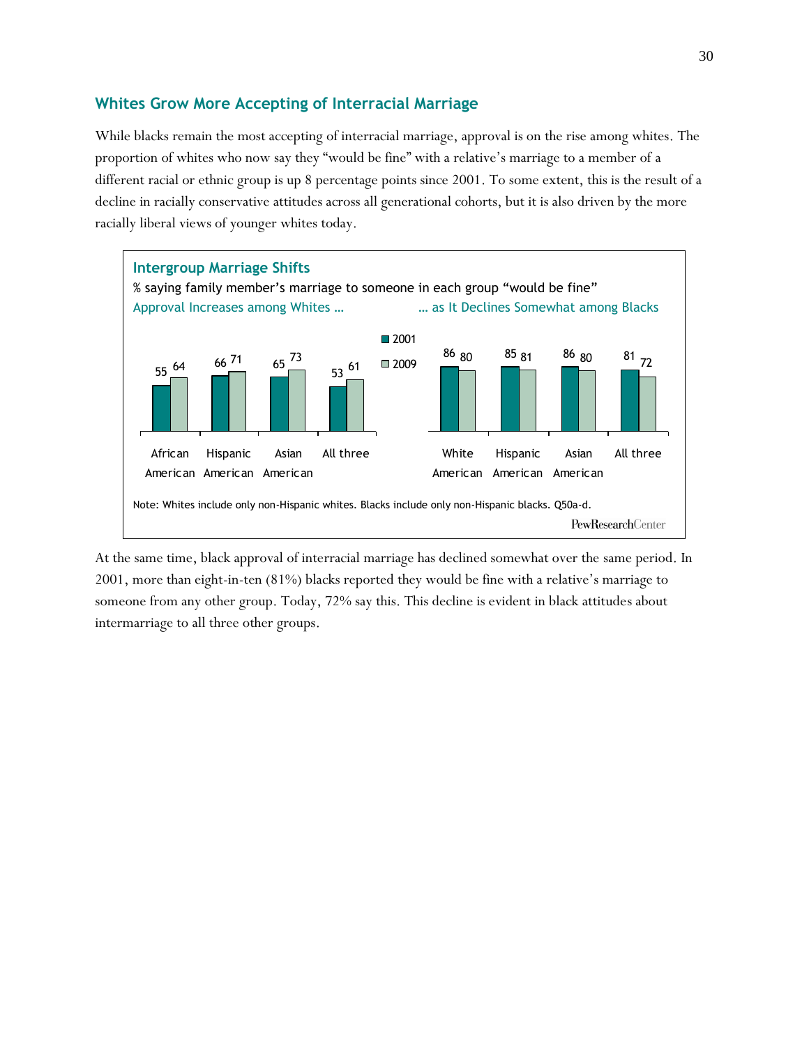## Whites Grow More Accepting of Interracial Marriage

While blacks remain the most accepting of interracial marriage, approval is on the rise among whites. The proportion of whites who now say they "would be fine" with a relative's marriage to a member of a different racial or ethnic group is up 8 percentage points since 2001. To some extent, this is the result of a decline in racially conservative attitudes across all generational cohorts, but it is also driven by the more racially liberal views of younger whites today.

### Intergroup Marriage Shifts

% saying family member's marriage to someone in each group "would be fine"

**Approval Increases among Whites …**

| | 2001 | 2009 |
|---|---|---|
| African American | 55 | 64 |
| Hispanic American | 66 | 71 |
| Asian American | 65 | 73 |
| All three | 53 | 61 |

**… as It Declines Somewhat among Blacks**

| | 2001 | 2009 |
|---|---|---|
| White American | 86 | 80 |
| Hispanic American | 85 | 81 |
| Asian American | 86 | 80 |
| All three | 81 | 72 |

Note: Whites include only non-Hispanic whites. Blacks include only non-Hispanic blacks. Q50a-d.

PewResearchCenter

At the same time, black approval of interracial marriage has declined somewhat over the same period. In 2001, more than eight-in-ten (81%) blacks reported they would be fine with a relative's marriage to someone from any other group. Today, 72% say this. This decline is evident in black attitudes about intermarriage to all three other groups.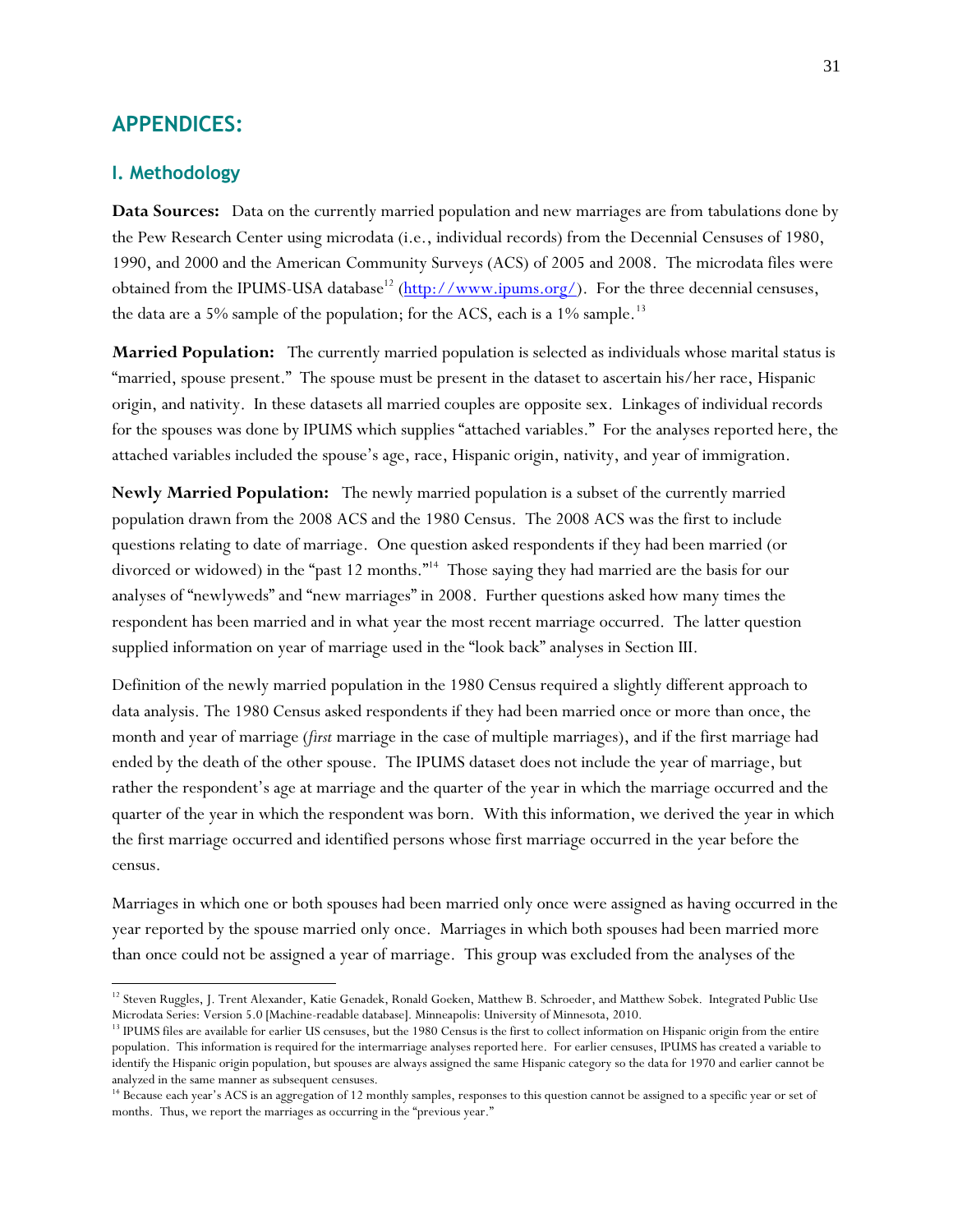# APPENDICES:

## I. Methodology

**Data Sources:** Data on the currently married population and new marriages are from tabulations done by the Pew Research Center using microdata (i.e., individual records) from the Decennial Censuses of 1980, 1990, and 2000 and the American Community Surveys (ACS) of 2005 and 2008. The microdata files were obtained from the IPUMS-USA database[12] (http://www.ipums.org/). For the three decennial censuses, the data are a 5% sample of the population; for the ACS, each is a 1% sample.[13]

**Married Population:** The currently married population is selected as individuals whose marital status is "married, spouse present." The spouse must be present in the dataset to ascertain his/her race, Hispanic origin, and nativity. In these datasets all married couples are opposite sex. Linkages of individual records for the spouses was done by IPUMS which supplies "attached variables." For the analyses reported here, the attached variables included the spouse's age, race, Hispanic origin, nativity, and year of immigration.

**Newly Married Population:** The newly married population is a subset of the currently married population drawn from the 2008 ACS and the 1980 Census. The 2008 ACS was the first to include questions relating to date of marriage. One question asked respondents if they had been married (or divorced or widowed) in the "past 12 months."[14] Those saying they had married are the basis for our analyses of "newlyweds" and "new marriages" in 2008. Further questions asked how many times the respondent has been married and in what year the most recent marriage occurred. The latter question supplied information on year of marriage used in the "look back" analyses in Section III.

Definition of the newly married population in the 1980 Census required a slightly different approach to data analysis. The 1980 Census asked respondents if they had been married once or more than once, the month and year of marriage (*first* marriage in the case of multiple marriages), and if the first marriage had ended by the death of the other spouse. The IPUMS dataset does not include the year of marriage, but rather the respondent's age at marriage and the quarter of the year in which the marriage occurred and the quarter of the year in which the respondent was born. With this information, we derived the year in which the first marriage occurred and identified persons whose first marriage occurred in the year before the census.

Marriages in which one or both spouses had been married only once were assigned as having occurred in the year reported by the spouse married only once. Marriages in which both spouses had been married more than once could not be assigned a year of marriage. This group was excluded from the analyses of the

---

[12] Steven Ruggles, J. Trent Alexander, Katie Genadek, Ronald Goeken, Matthew B. Schroeder, and Matthew Sobek. Integrated Public Use Microdata Series: Version 5.0 [Machine-readable database]. Minneapolis: University of Minnesota, 2010.

[13] IPUMS files are available for earlier US censuses, but the 1980 Census is the first to collect information on Hispanic origin from the entire population. This information is required for the intermarriage analyses reported here. For earlier censuses, IPUMS has created a variable to identify the Hispanic origin population, but spouses are always assigned the same Hispanic category so the data for 1970 and earlier cannot be analyzed in the same manner as subsequent censuses.

[14] Because each year's ACS is an aggregation of 12 monthly samples, responses to this question cannot be assigned to a specific year or set of months. Thus, we report the marriages as occurring in the "previous year."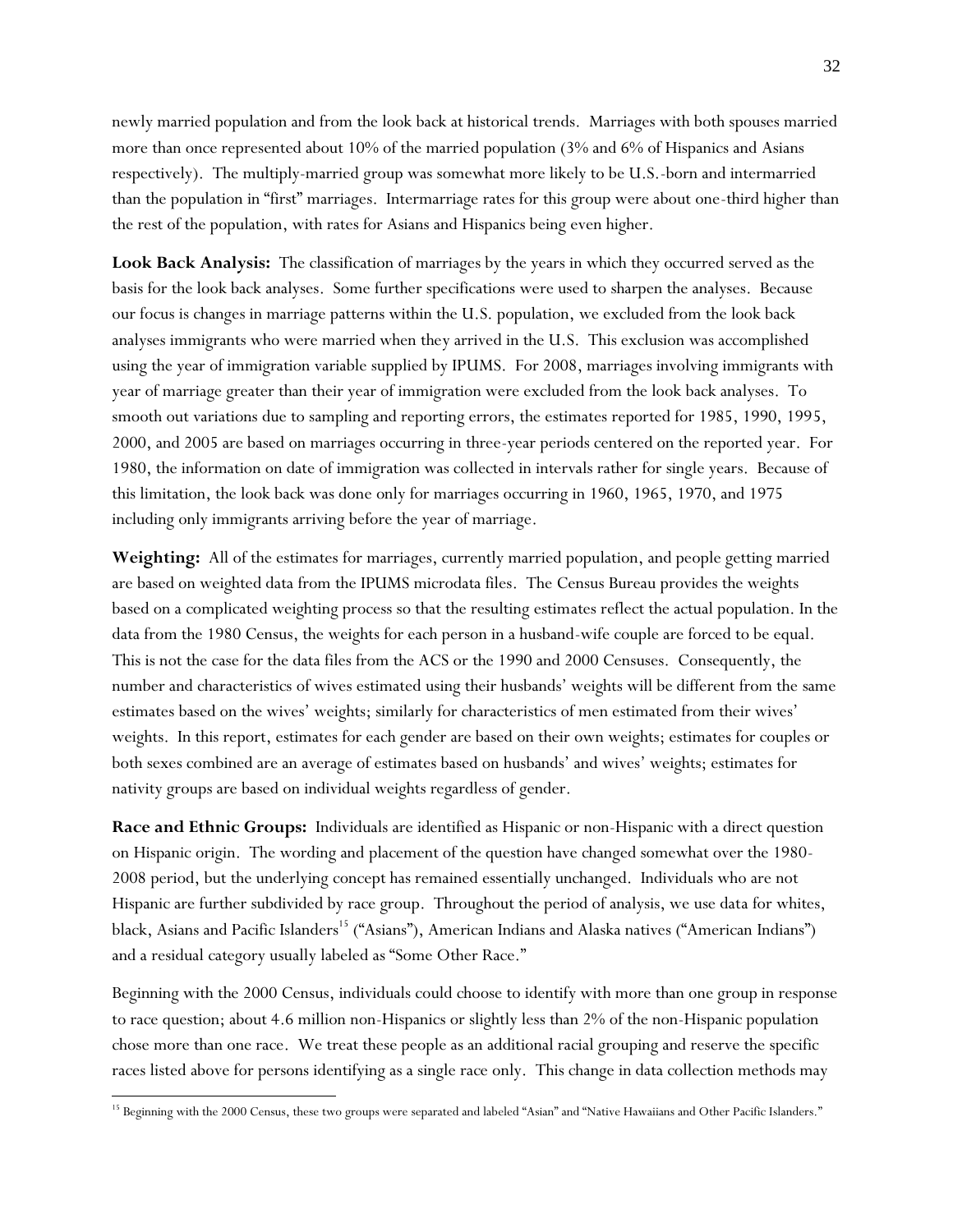newly married population and from the look back at historical trends. Marriages with both spouses married more than once represented about 10% of the married population (3% and 6% of Hispanics and Asians respectively). The multiply-married group was somewhat more likely to be U.S.-born and intermarried than the population in "first" marriages. Intermarriage rates for this group were about one-third higher than the rest of the population, with rates for Asians and Hispanics being even higher.

**Look Back Analysis:** The classification of marriages by the years in which they occurred served as the basis for the look back analyses. Some further specifications were used to sharpen the analyses. Because our focus is changes in marriage patterns within the U.S. population, we excluded from the look back analyses immigrants who were married when they arrived in the U.S. This exclusion was accomplished using the year of immigration variable supplied by IPUMS. For 2008, marriages involving immigrants with year of marriage greater than their year of immigration were excluded from the look back analyses. To smooth out variations due to sampling and reporting errors, the estimates reported for 1985, 1990, 1995, 2000, and 2005 are based on marriages occurring in three-year periods centered on the reported year. For 1980, the information on date of immigration was collected in intervals rather for single years. Because of this limitation, the look back was done only for marriages occurring in 1960, 1965, 1970, and 1975 including only immigrants arriving before the year of marriage.

**Weighting:** All of the estimates for marriages, currently married population, and people getting married are based on weighted data from the IPUMS microdata files. The Census Bureau provides the weights based on a complicated weighting process so that the resulting estimates reflect the actual population. In the data from the 1980 Census, the weights for each person in a husband-wife couple are forced to be equal. This is not the case for the data files from the ACS or the 1990 and 2000 Censuses. Consequently, the number and characteristics of wives estimated using their husbands' weights will be different from the same estimates based on the wives' weights; similarly for characteristics of men estimated from their wives' weights. In this report, estimates for each gender are based on their own weights; estimates for couples or both sexes combined are an average of estimates based on husbands' and wives' weights; estimates for nativity groups are based on individual weights regardless of gender.

**Race and Ethnic Groups:** Individuals are identified as Hispanic or non-Hispanic with a direct question on Hispanic origin. The wording and placement of the question have changed somewhat over the 1980-2008 period, but the underlying concept has remained essentially unchanged. Individuals who are not Hispanic are further subdivided by race group. Throughout the period of analysis, we use data for whites, black, Asians and Pacific Islanders[15] ("Asians"), American Indians and Alaska natives ("American Indians") and a residual category usually labeled as "Some Other Race."

Beginning with the 2000 Census, individuals could choose to identify with more than one group in response to race question; about 4.6 million non-Hispanics or slightly less than 2% of the non-Hispanic population chose more than one race. We treat these people as an additional racial grouping and reserve the specific races listed above for persons identifying as a single race only. This change in data collection methods may

---

[15] Beginning with the 2000 Census, these two groups were separated and labeled "Asian" and "Native Hawaiians and Other Pacific Islanders."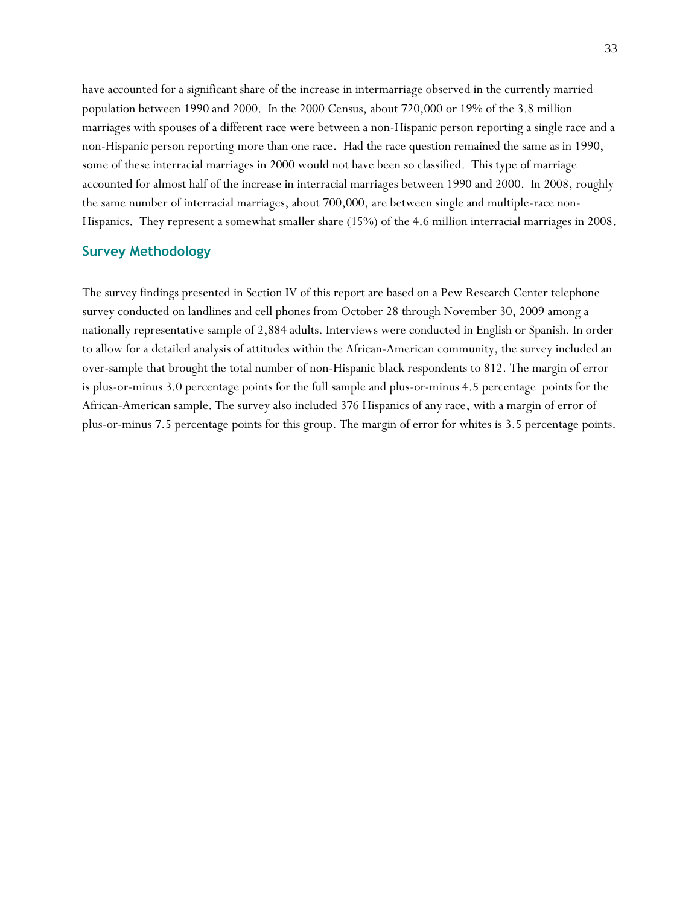have accounted for a significant share of the increase in intermarriage observed in the currently married population between 1990 and 2000. In the 2000 Census, about 720,000 or 19% of the 3.8 million marriages with spouses of a different race were between a non-Hispanic person reporting a single race and a non-Hispanic person reporting more than one race. Had the race question remained the same as in 1990, some of these interracial marriages in 2000 would not have been so classified. This type of marriage accounted for almost half of the increase in interracial marriages between 1990 and 2000. In 2008, roughly the same number of interracial marriages, about 700,000, are between single and multiple-race non-Hispanics. They represent a somewhat smaller share (15%) of the 4.6 million interracial marriages in 2008.

## Survey Methodology

The survey findings presented in Section IV of this report are based on a Pew Research Center telephone survey conducted on landlines and cell phones from October 28 through November 30, 2009 among a nationally representative sample of 2,884 adults. Interviews were conducted in English or Spanish. In order to allow for a detailed analysis of attitudes within the African-American community, the survey included an over-sample that brought the total number of non-Hispanic black respondents to 812. The margin of error is plus-or-minus 3.0 percentage points for the full sample and plus-or-minus 4.5 percentage points for the African-American sample. The survey also included 376 Hispanics of any race, with a margin of error of plus-or-minus 7.5 percentage points for this group. The margin of error for whites is 3.5 percentage points.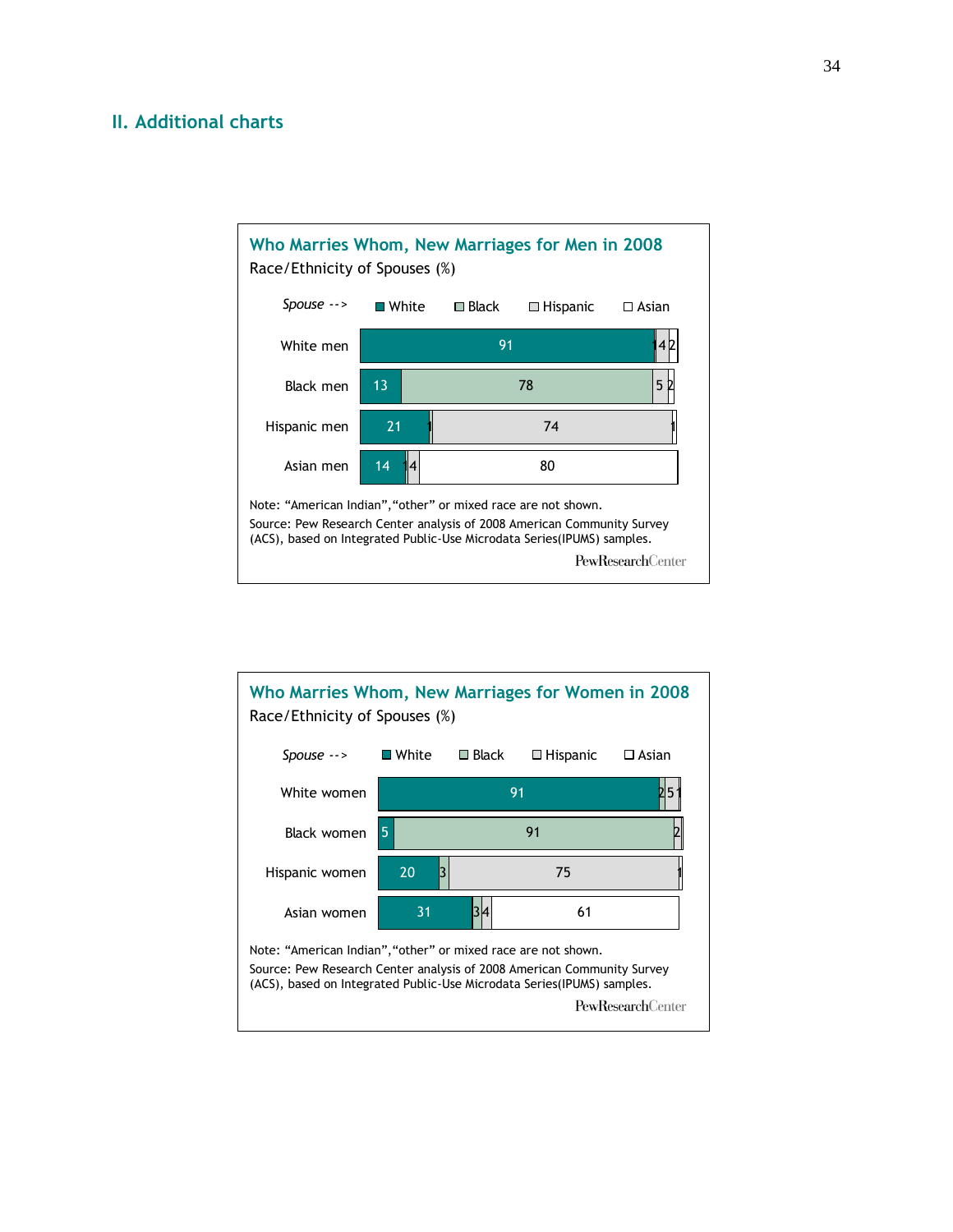## II. Additional charts

### Who Marries Whom, New Marriages for Men in 2008

Race/Ethnicity of Spouses (%)

| *Spouse -->* | White | Black | Hispanic | Asian |
|---|---|---|---|---|
| White men | 91 | 1 | 4 | 2 |
| Black men | 13 | 78 | 5 | 2 |
| Hispanic men | 21 | 1 | 74 | 1 |
| Asian men | 14 | 1 | 4 | 80 |

Note: "American Indian", "other" or mixed race are not shown.

Source: Pew Research Center analysis of 2008 American Community Survey (ACS), based on Integrated Public-Use Microdata Series(IPUMS) samples.

PewResearchCenter

### Who Marries Whom, New Marriages for Women in 2008

Race/Ethnicity of Spouses (%)

| *Spouse -->* | White | Black | Hispanic | Asian |
|---|---|---|---|---|
| White women | 91 | 2 | 5 | 1 |
| Black women | 5 | 91 | 2 | |
| Hispanic women | 20 | 3 | 75 | 1 |
| Asian women | 31 | 3 | 4 | 61 |

Note: "American Indian", "other" or mixed race are not shown.

Source: Pew Research Center analysis of 2008 American Community Survey (ACS), based on Integrated Public-Use Microdata Series(IPUMS) samples.

PewResearchCenter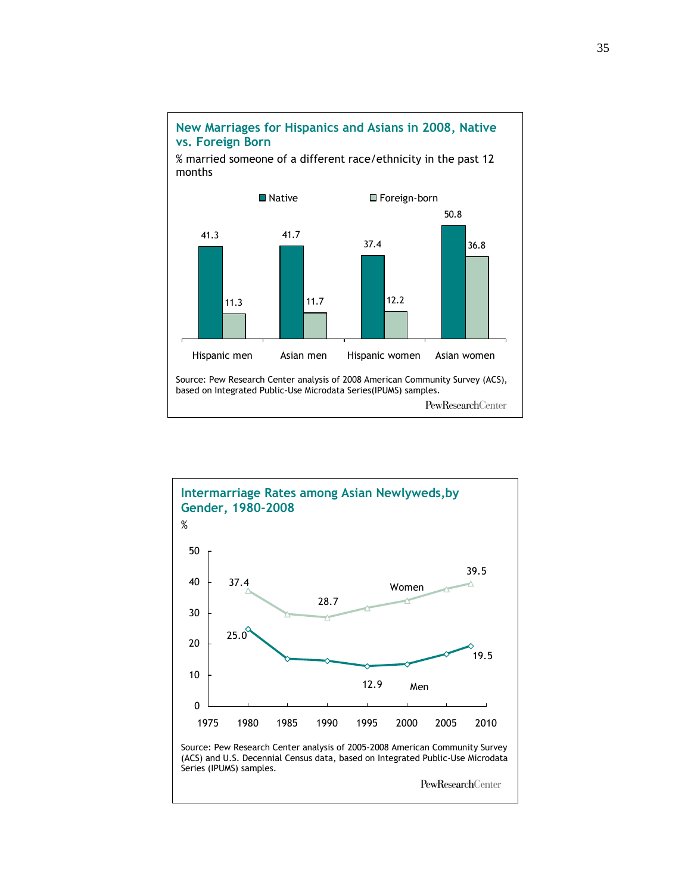### New Marriages for Hispanics and Asians in 2008, Native vs. Foreign Born

% married someone of a different race/ethnicity in the past 12 months

| | Native | Foreign-born |
|---|---|---|
| Hispanic men | 41.3 | 11.3 |
| Asian men | 41.7 | 11.7 |
| Hispanic women | 37.4 | 12.2 |
| Asian women | 50.8 | 36.8 |

Source: Pew Research Center analysis of 2008 American Community Survey (ACS), based on Integrated Public-Use Microdata Series(IPUMS) samples.

PewResearchCenter

### Intermarriage Rates among Asian Newlyweds,by Gender, 1980-2008

%

| | 1980 | 1990 | 1995 | 2008 |
|---|---|---|---|---|
| Women | 37.4 | 28.7 | | 39.5 |
| Men | 25.0 | | 12.9 | 19.5 |

Source: Pew Research Center analysis of 2005-2008 American Community Survey (ACS) and U.S. Decennial Census data, based on Integrated Public-Use Microdata Series (IPUMS) samples.

PewResearchCenter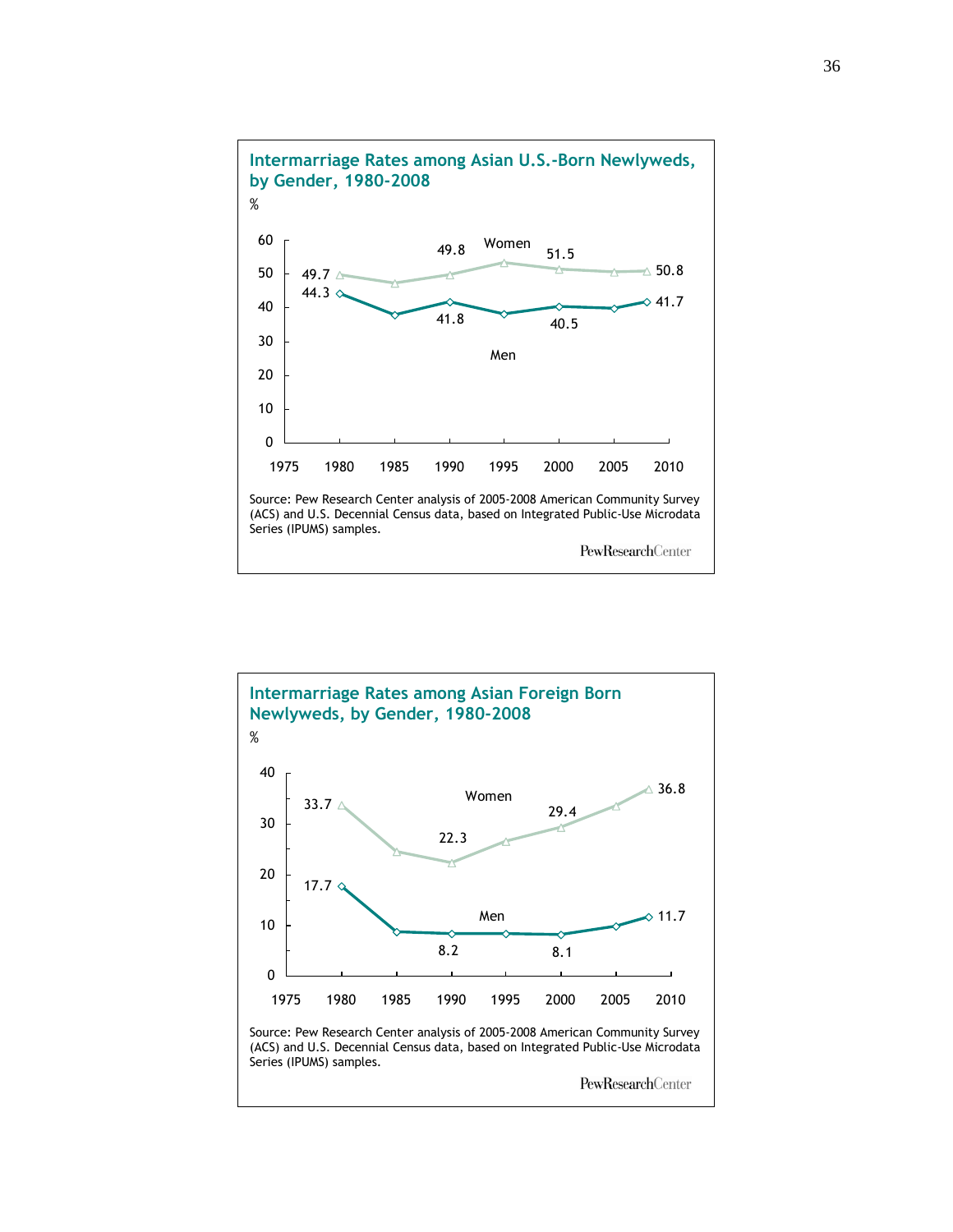**Intermarriage Rates among Asian U.S.-Born Newlyweds, by Gender, 1980-2008**

%

| Year | Women | Men |
|---|---|---|
| 1980 | 49.7 | 44.3 |
| 1990 | 49.8 | 41.8 |
| 2000 | 51.5 | 40.5 |
| 2008 | 50.8 | 41.7 |

Source: Pew Research Center analysis of 2005-2008 American Community Survey (ACS) and U.S. Decennial Census data, based on Integrated Public-Use Microdata Series (IPUMS) samples.

PewResearchCenter

**Intermarriage Rates among Asian Foreign Born Newlyweds, by Gender, 1980-2008**

%

| Year | Women | Men |
|---|---|---|
| 1980 | 33.7 | 17.7 |
| 1990 | 22.3 | 8.2 |
| 2000 | 29.4 | 8.1 |
| 2008 | 36.8 | 11.7 |

Source: Pew Research Center analysis of 2005-2008 American Community Survey (ACS) and U.S. Decennial Census data, based on Integrated Public-Use Microdata Series (IPUMS) samples.

PewResearchCenter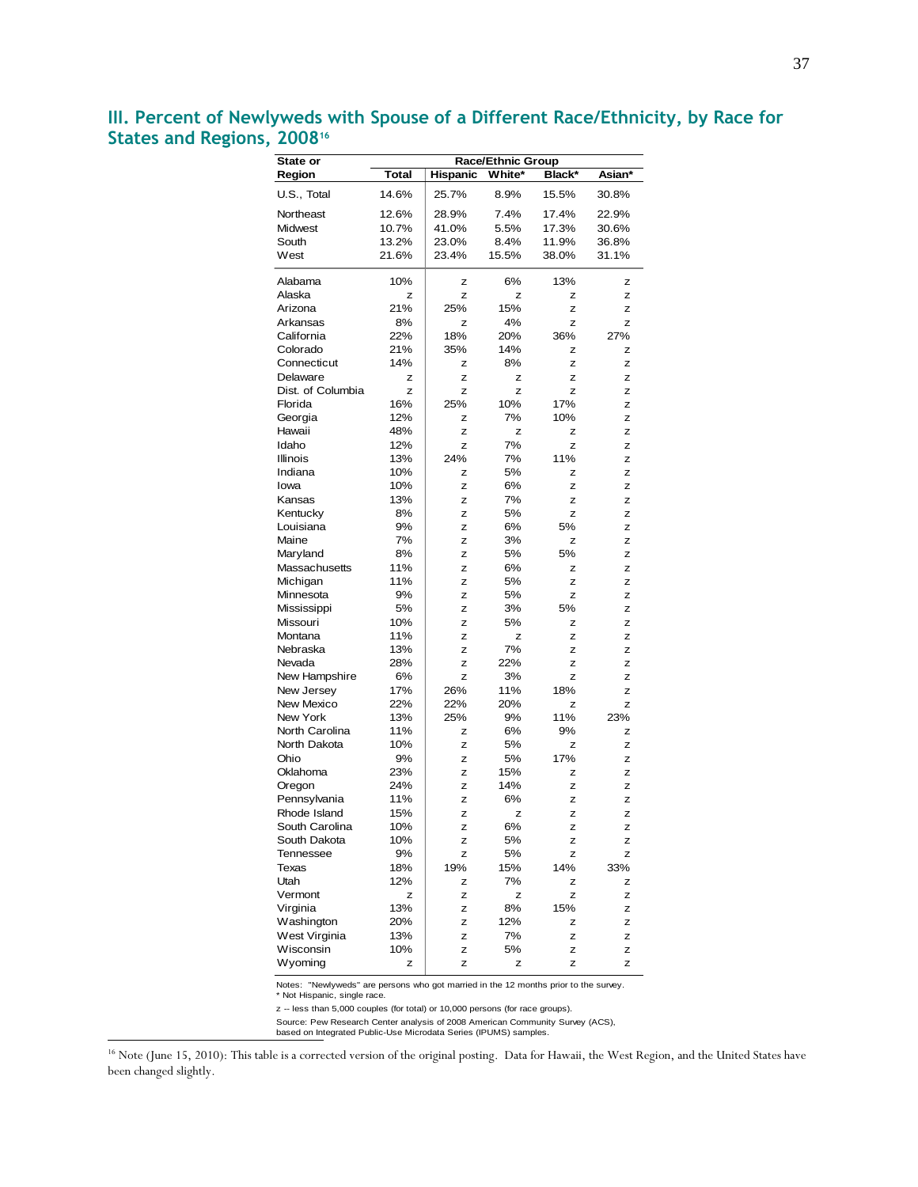## III. Percent of Newlyweds with Spouse of a Different Race/Ethnicity, by Race for States and Regions, 2008[16]

| State or Region | Total | Race/Ethnic Group | | | |
|---|---|---|---|---|---|
| | | Hispanic | White* | Black* | Asian* |
| U.S., Total | 14.6% | 25.7% | 8.9% | 15.5% | 30.8% |
| Northeast | 12.6% | 28.9% | 7.4% | 17.4% | 22.9% |
| Midwest | 10.7% | 41.0% | 5.5% | 17.3% | 30.6% |
| South | 13.2% | 23.0% | 8.4% | 11.9% | 36.8% |
| West | 21.6% | 23.4% | 15.5% | 38.0% | 31.1% |
| Alabama | 10% | z | 6% | 13% | z |
| Alaska | z | z | z | z | z |
| Arizona | 21% | 25% | 15% | z | z |
| Arkansas | 8% | z | 4% | z | z |
| California | 22% | 18% | 20% | 36% | 27% |
| Colorado | 21% | 35% | 14% | z | z |
| Connecticut | 14% | z | 8% | z | z |
| Delaware | z | z | z | z | z |
| Dist. of Columbia | z | z | z | z | z |
| Florida | 16% | 25% | 10% | 17% | z |
| Georgia | 12% | z | 7% | 10% | z |
| Hawaii | 48% | z | z | z | z |
| Idaho | 12% | z | 7% | z | z |
| Illinois | 13% | 24% | 7% | 11% | z |
| Indiana | 10% | z | 5% | z | z |
| Iowa | 10% | z | 6% | z | z |
| Kansas | 13% | z | 7% | z | z |
| Kentucky | 8% | z | 5% | z | z |
| Louisiana | 9% | z | 6% | 5% | z |
| Maine | 7% | z | 3% | z | z |
| Maryland | 8% | z | 5% | 5% | z |
| Massachusetts | 11% | z | 6% | z | z |
| Michigan | 11% | z | 5% | z | z |
| Minnesota | 9% | z | 5% | z | z |
| Mississippi | 5% | z | 3% | 5% | z |
| Missouri | 10% | z | 5% | z | z |
| Montana | 11% | z | z | z | z |
| Nebraska | 13% | z | 7% | z | z |
| Nevada | 28% | z | 22% | z | z |
| New Hampshire | 6% | z | 3% | z | z |
| New Jersey | 17% | 26% | 11% | 18% | z |
| New Mexico | 22% | 22% | 20% | z | z |
| New York | 13% | 25% | 9% | 11% | 23% |
| North Carolina | 11% | z | 6% | 9% | z |
| North Dakota | 10% | z | 5% | z | z |
| Ohio | 9% | z | 5% | 17% | z |
| Oklahoma | 23% | z | 15% | z | z |
| Oregon | 24% | z | 14% | z | z |
| Pennsylvania | 11% | z | 6% | z | z |
| Rhode Island | 15% | z | z | z | z |
| South Carolina | 10% | z | 6% | z | z |
| South Dakota | 10% | z | 5% | z | z |
| Tennessee | 9% | z | 5% | z | z |
| Texas | 18% | 19% | 15% | 14% | 33% |
| Utah | 12% | z | 7% | z | z |
| Vermont | z | z | z | z | z |
| Virginia | 13% | z | 8% | 15% | z |
| Washington | 20% | z | 12% | z | z |
| West Virginia | 13% | z | 7% | z | z |
| Wisconsin | 10% | z | 5% | z | z |
| Wyoming | z | z | z | z | z |

Notes: "Newlyweds" are persons who got married in the 12 months prior to the survey.
* Not Hispanic, single race.

z -- less than 5,000 couples (for total) or 10,000 persons (for race groups).

Source: Pew Research Center analysis of 2008 American Community Survey (ACS), based on Integrated Public-Use Microdata Series (IPUMS) samples.

---

[16] Note (June 15, 2010): This table is a corrected version of the original posting. Data for Hawaii, the West Region, and the United States have been changed slightly.